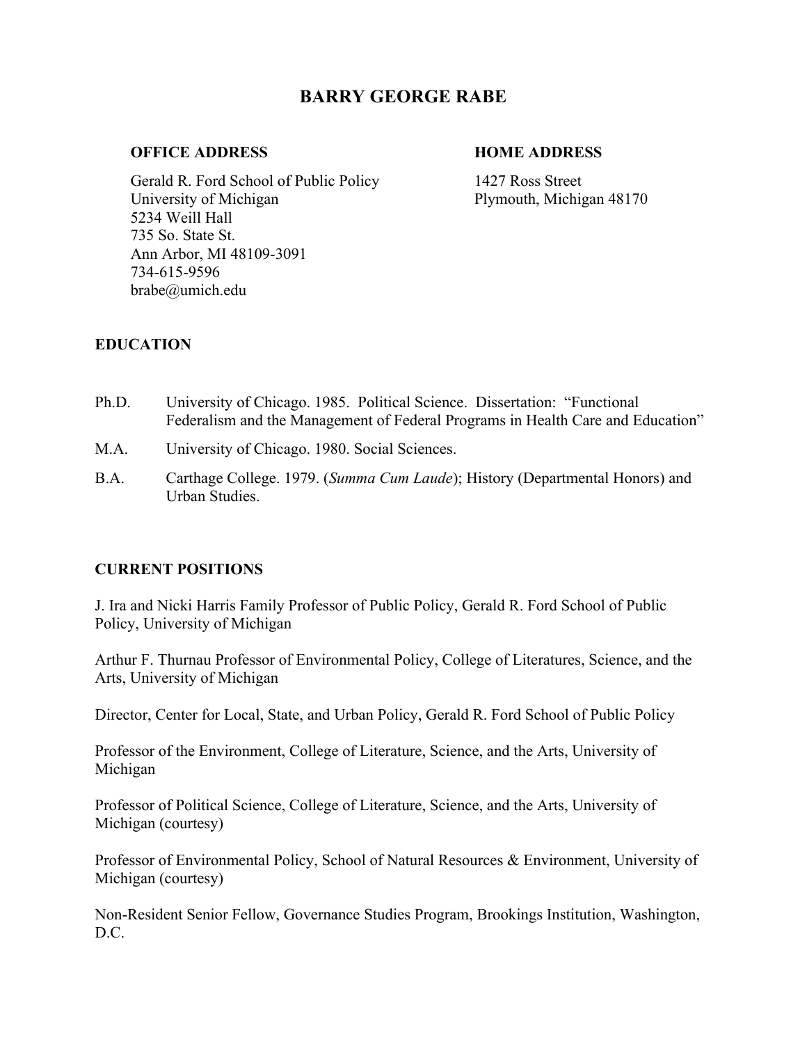# BARRY GEORGE RABE

**OFFICE ADDRESS**

Gerald R. Ford School of Public Policy
University of Michigan
5234 Weill Hall
735 So. State St.
Ann Arbor, MI 48109-3091
734-615-9596
brabe@umich.edu

**HOME ADDRESS**

1427 Ross Street
Plymouth, Michigan 48170

## EDUCATION

Ph.D. University of Chicago. 1985. Political Science. Dissertation: "Functional Federalism and the Management of Federal Programs in Health Care and Education"

M.A. University of Chicago. 1980. Social Sciences.

B.A. Carthage College. 1979. (*Summa Cum Laude*); History (Departmental Honors) and Urban Studies.

## CURRENT POSITIONS

J. Ira and Nicki Harris Family Professor of Public Policy, Gerald R. Ford School of Public Policy, University of Michigan

Arthur F. Thurnau Professor of Environmental Policy, College of Literatures, Science, and the Arts, University of Michigan

Director, Center for Local, State, and Urban Policy, Gerald R. Ford School of Public Policy

Professor of the Environment, College of Literature, Science, and the Arts, University of Michigan

Professor of Political Science, College of Literature, Science, and the Arts, University of Michigan (courtesy)

Professor of Environmental Policy, School of Natural Resources & Environment, University of Michigan (courtesy)

Non-Resident Senior Fellow, Governance Studies Program, Brookings Institution, Washington, D.C.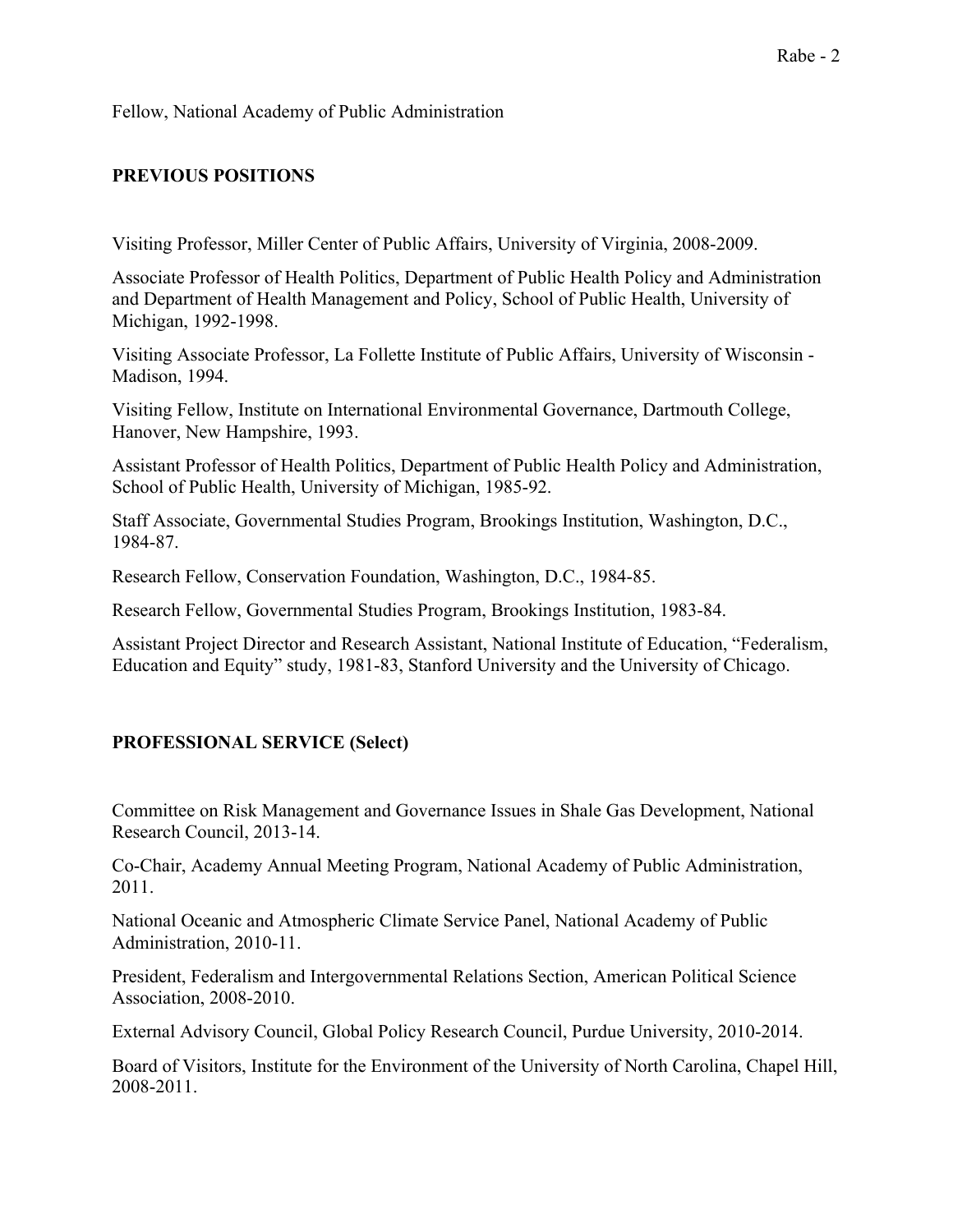Fellow, National Academy of Public Administration

## PREVIOUS POSITIONS

Visiting Professor, Miller Center of Public Affairs, University of Virginia, 2008-2009.

Associate Professor of Health Politics, Department of Public Health Policy and Administration and Department of Health Management and Policy, School of Public Health, University of Michigan, 1992-1998.

Visiting Associate Professor, La Follette Institute of Public Affairs, University of Wisconsin - Madison, 1994.

Visiting Fellow, Institute on International Environmental Governance, Dartmouth College, Hanover, New Hampshire, 1993.

Assistant Professor of Health Politics, Department of Public Health Policy and Administration, School of Public Health, University of Michigan, 1985-92.

Staff Associate, Governmental Studies Program, Brookings Institution, Washington, D.C., 1984-87.

Research Fellow, Conservation Foundation, Washington, D.C., 1984-85.

Research Fellow, Governmental Studies Program, Brookings Institution, 1983-84.

Assistant Project Director and Research Assistant, National Institute of Education, "Federalism, Education and Equity" study, 1981-83, Stanford University and the University of Chicago.

## PROFESSIONAL SERVICE (Select)

Committee on Risk Management and Governance Issues in Shale Gas Development, National Research Council, 2013-14.

Co-Chair, Academy Annual Meeting Program, National Academy of Public Administration, 2011.

National Oceanic and Atmospheric Climate Service Panel, National Academy of Public Administration, 2010-11.

President, Federalism and Intergovernmental Relations Section, American Political Science Association, 2008-2010.

External Advisory Council, Global Policy Research Council, Purdue University, 2010-2014.

Board of Visitors, Institute for the Environment of the University of North Carolina, Chapel Hill, 2008-2011.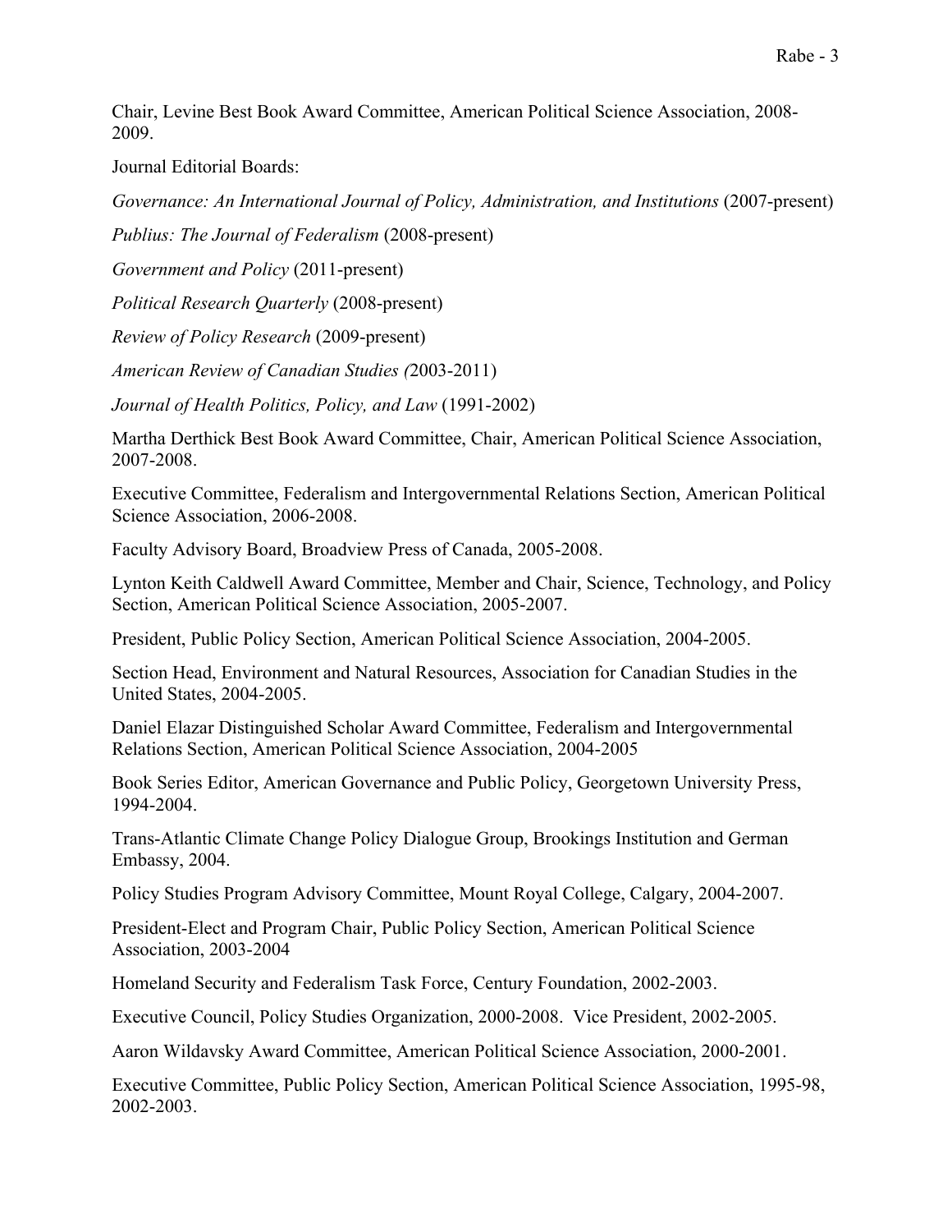Chair, Levine Best Book Award Committee, American Political Science Association, 2008-2009.

Journal Editorial Boards:

*Governance: An International Journal of Policy, Administration, and Institutions* (2007-present)

*Publius: The Journal of Federalism* (2008-present)

*Government and Policy* (2011-present)

*Political Research Quarterly* (2008-present)

*Review of Policy Research* (2009-present)

*American Review of Canadian Studies (*2003-2011)

*Journal of Health Politics, Policy, and Law* (1991-2002)

Martha Derthick Best Book Award Committee, Chair, American Political Science Association, 2007-2008.

Executive Committee, Federalism and Intergovernmental Relations Section, American Political Science Association, 2006-2008.

Faculty Advisory Board, Broadview Press of Canada, 2005-2008.

Lynton Keith Caldwell Award Committee, Member and Chair, Science, Technology, and Policy Section, American Political Science Association, 2005-2007.

President, Public Policy Section, American Political Science Association, 2004-2005.

Section Head, Environment and Natural Resources, Association for Canadian Studies in the United States, 2004-2005.

Daniel Elazar Distinguished Scholar Award Committee, Federalism and Intergovernmental Relations Section, American Political Science Association, 2004-2005

Book Series Editor, American Governance and Public Policy, Georgetown University Press, 1994-2004.

Trans-Atlantic Climate Change Policy Dialogue Group, Brookings Institution and German Embassy, 2004.

Policy Studies Program Advisory Committee, Mount Royal College, Calgary, 2004-2007.

President-Elect and Program Chair, Public Policy Section, American Political Science Association, 2003-2004

Homeland Security and Federalism Task Force, Century Foundation, 2002-2003.

Executive Council, Policy Studies Organization, 2000-2008. Vice President, 2002-2005.

Aaron Wildavsky Award Committee, American Political Science Association, 2000-2001.

Executive Committee, Public Policy Section, American Political Science Association, 1995-98, 2002-2003.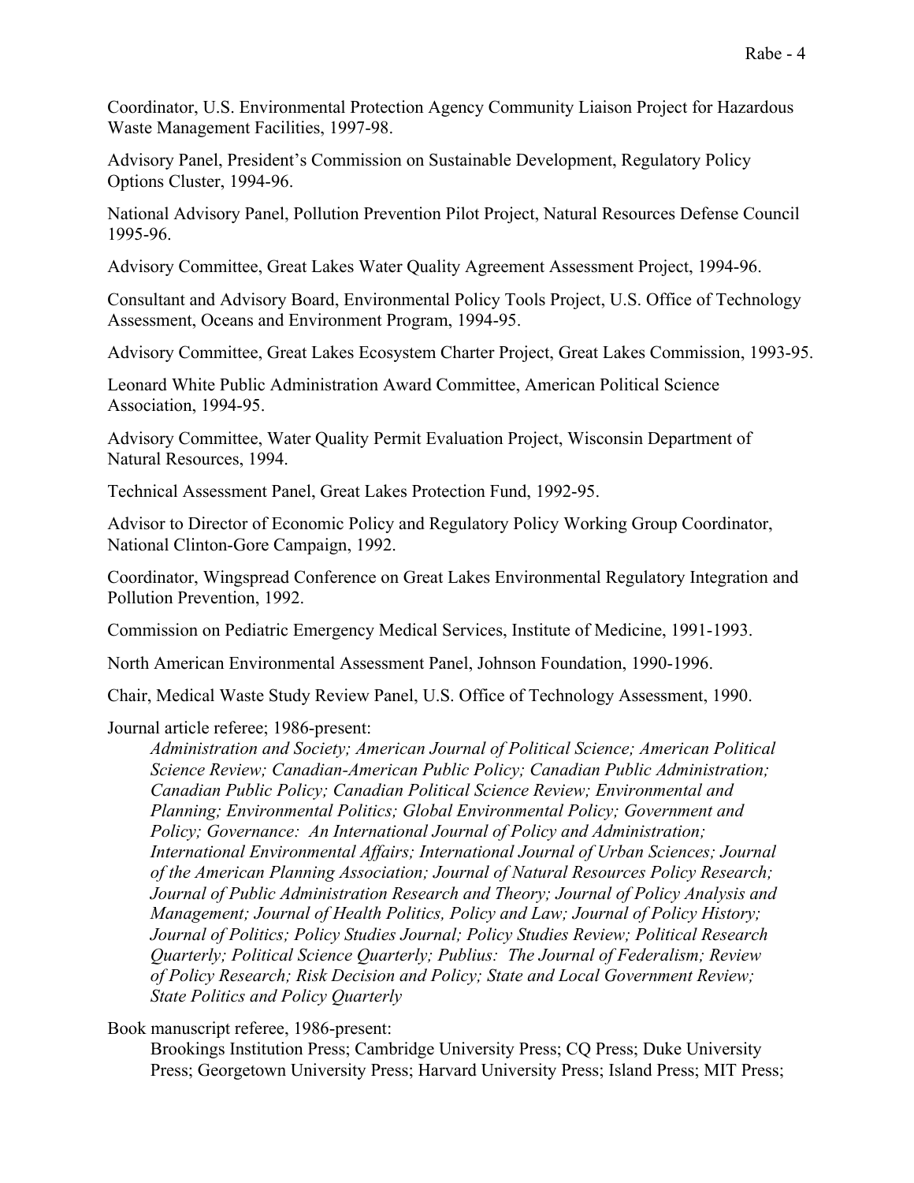Coordinator, U.S. Environmental Protection Agency Community Liaison Project for Hazardous Waste Management Facilities, 1997-98.

Advisory Panel, President's Commission on Sustainable Development, Regulatory Policy Options Cluster, 1994-96.

National Advisory Panel, Pollution Prevention Pilot Project, Natural Resources Defense Council 1995-96.

Advisory Committee, Great Lakes Water Quality Agreement Assessment Project, 1994-96.

Consultant and Advisory Board, Environmental Policy Tools Project, U.S. Office of Technology Assessment, Oceans and Environment Program, 1994-95.

Advisory Committee, Great Lakes Ecosystem Charter Project, Great Lakes Commission, 1993-95.

Leonard White Public Administration Award Committee, American Political Science Association, 1994-95.

Advisory Committee, Water Quality Permit Evaluation Project, Wisconsin Department of Natural Resources, 1994.

Technical Assessment Panel, Great Lakes Protection Fund, 1992-95.

Advisor to Director of Economic Policy and Regulatory Policy Working Group Coordinator, National Clinton-Gore Campaign, 1992.

Coordinator, Wingspread Conference on Great Lakes Environmental Regulatory Integration and Pollution Prevention, 1992.

Commission on Pediatric Emergency Medical Services, Institute of Medicine, 1991-1993.

North American Environmental Assessment Panel, Johnson Foundation, 1990-1996.

Chair, Medical Waste Study Review Panel, U.S. Office of Technology Assessment, 1990.

Journal article referee; 1986-present:

*Administration and Society; American Journal of Political Science; American Political Science Review; Canadian-American Public Policy; Canadian Public Administration; Canadian Public Policy; Canadian Political Science Review; Environmental and Planning; Environmental Politics; Global Environmental Policy; Government and Policy; Governance: An International Journal of Policy and Administration; International Environmental Affairs; International Journal of Urban Sciences; Journal of the American Planning Association; Journal of Natural Resources Policy Research; Journal of Public Administration Research and Theory; Journal of Policy Analysis and Management; Journal of Health Politics, Policy and Law; Journal of Policy History; Journal of Politics; Policy Studies Journal; Policy Studies Review; Political Research Quarterly; Political Science Quarterly; Publius: The Journal of Federalism; Review of Policy Research; Risk Decision and Policy; State and Local Government Review; State Politics and Policy Quarterly*

Book manuscript referee, 1986-present:

Brookings Institution Press; Cambridge University Press; CQ Press; Duke University Press; Georgetown University Press; Harvard University Press; Island Press; MIT Press;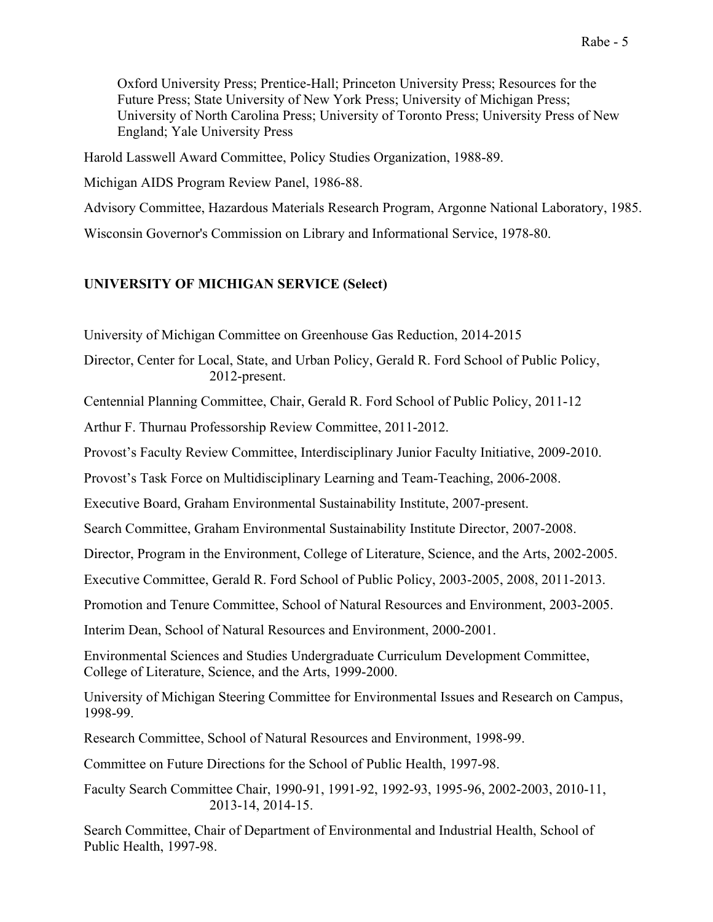Oxford University Press; Prentice-Hall; Princeton University Press; Resources for the Future Press; State University of New York Press; University of Michigan Press; University of North Carolina Press; University of Toronto Press; University Press of New England; Yale University Press

Harold Lasswell Award Committee, Policy Studies Organization, 1988-89.

Michigan AIDS Program Review Panel, 1986-88.

Advisory Committee, Hazardous Materials Research Program, Argonne National Laboratory, 1985.

Wisconsin Governor's Commission on Library and Informational Service, 1978-80.

## UNIVERSITY OF MICHIGAN SERVICE (Select)

University of Michigan Committee on Greenhouse Gas Reduction, 2014-2015

Director, Center for Local, State, and Urban Policy, Gerald R. Ford School of Public Policy, 2012-present.

Centennial Planning Committee, Chair, Gerald R. Ford School of Public Policy, 2011-12

Arthur F. Thurnau Professorship Review Committee, 2011-2012.

Provost's Faculty Review Committee, Interdisciplinary Junior Faculty Initiative, 2009-2010.

Provost's Task Force on Multidisciplinary Learning and Team-Teaching, 2006-2008.

Executive Board, Graham Environmental Sustainability Institute, 2007-present.

Search Committee, Graham Environmental Sustainability Institute Director, 2007-2008.

Director, Program in the Environment, College of Literature, Science, and the Arts, 2002-2005.

Executive Committee, Gerald R. Ford School of Public Policy, 2003-2005, 2008, 2011-2013.

Promotion and Tenure Committee, School of Natural Resources and Environment, 2003-2005.

Interim Dean, School of Natural Resources and Environment, 2000-2001.

Environmental Sciences and Studies Undergraduate Curriculum Development Committee, College of Literature, Science, and the Arts, 1999-2000.

University of Michigan Steering Committee for Environmental Issues and Research on Campus, 1998-99.

Research Committee, School of Natural Resources and Environment, 1998-99.

Committee on Future Directions for the School of Public Health, 1997-98.

Faculty Search Committee Chair, 1990-91, 1991-92, 1992-93, 1995-96, 2002-2003, 2010-11, 2013-14, 2014-15.

Search Committee, Chair of Department of Environmental and Industrial Health, School of Public Health, 1997-98.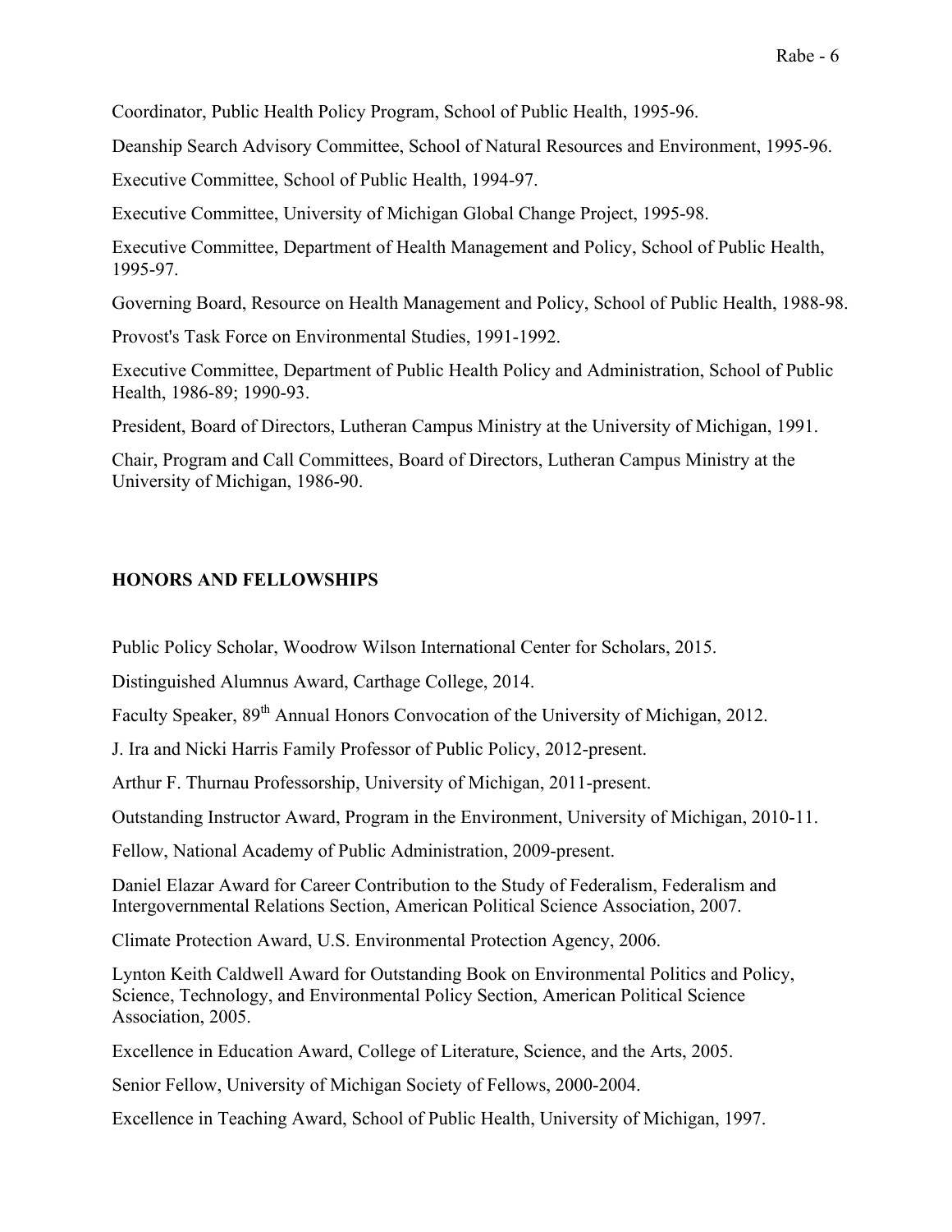Coordinator, Public Health Policy Program, School of Public Health, 1995-96.

Deanship Search Advisory Committee, School of Natural Resources and Environment, 1995-96.

Executive Committee, School of Public Health, 1994-97.

Executive Committee, University of Michigan Global Change Project, 1995-98.

Executive Committee, Department of Health Management and Policy, School of Public Health, 1995-97.

Governing Board, Resource on Health Management and Policy, School of Public Health, 1988-98.

Provost's Task Force on Environmental Studies, 1991-1992.

Executive Committee, Department of Public Health Policy and Administration, School of Public Health, 1986-89; 1990-93.

President, Board of Directors, Lutheran Campus Ministry at the University of Michigan, 1991.

Chair, Program and Call Committees, Board of Directors, Lutheran Campus Ministry at the University of Michigan, 1986-90.

**HONORS AND FELLOWSHIPS**

Public Policy Scholar, Woodrow Wilson International Center for Scholars, 2015.

Distinguished Alumnus Award, Carthage College, 2014.

Faculty Speaker, 89th Annual Honors Convocation of the University of Michigan, 2012.

J. Ira and Nicki Harris Family Professor of Public Policy, 2012-present.

Arthur F. Thurnau Professorship, University of Michigan, 2011-present.

Outstanding Instructor Award, Program in the Environment, University of Michigan, 2010-11.

Fellow, National Academy of Public Administration, 2009-present.

Daniel Elazar Award for Career Contribution to the Study of Federalism, Federalism and Intergovernmental Relations Section, American Political Science Association, 2007.

Climate Protection Award, U.S. Environmental Protection Agency, 2006.

Lynton Keith Caldwell Award for Outstanding Book on Environmental Politics and Policy, Science, Technology, and Environmental Policy Section, American Political Science Association, 2005.

Excellence in Education Award, College of Literature, Science, and the Arts, 2005.

Senior Fellow, University of Michigan Society of Fellows, 2000-2004.

Excellence in Teaching Award, School of Public Health, University of Michigan, 1997.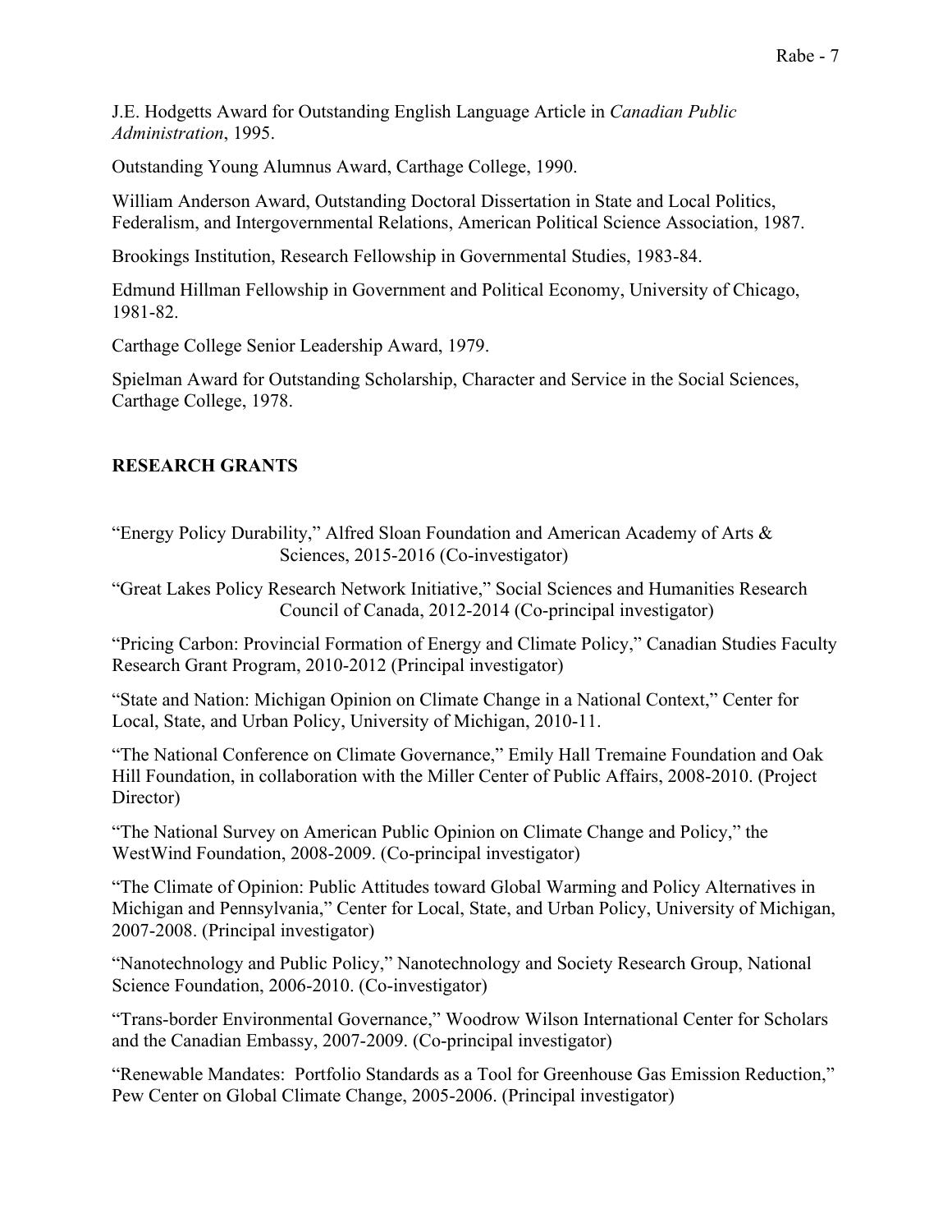J.E. Hodgetts Award for Outstanding English Language Article in *Canadian Public Administration*, 1995.

Outstanding Young Alumnus Award, Carthage College, 1990.

William Anderson Award, Outstanding Doctoral Dissertation in State and Local Politics, Federalism, and Intergovernmental Relations, American Political Science Association, 1987.

Brookings Institution, Research Fellowship in Governmental Studies, 1983-84.

Edmund Hillman Fellowship in Government and Political Economy, University of Chicago, 1981-82.

Carthage College Senior Leadership Award, 1979.

Spielman Award for Outstanding Scholarship, Character and Service in the Social Sciences, Carthage College, 1978.

## RESEARCH GRANTS

"Energy Policy Durability," Alfred Sloan Foundation and American Academy of Arts & Sciences, 2015-2016 (Co-investigator)

"Great Lakes Policy Research Network Initiative," Social Sciences and Humanities Research Council of Canada, 2012-2014 (Co-principal investigator)

"Pricing Carbon: Provincial Formation of Energy and Climate Policy," Canadian Studies Faculty Research Grant Program, 2010-2012 (Principal investigator)

"State and Nation: Michigan Opinion on Climate Change in a National Context," Center for Local, State, and Urban Policy, University of Michigan, 2010-11.

"The National Conference on Climate Governance," Emily Hall Tremaine Foundation and Oak Hill Foundation, in collaboration with the Miller Center of Public Affairs, 2008-2010. (Project Director)

"The National Survey on American Public Opinion on Climate Change and Policy," the WestWind Foundation, 2008-2009. (Co-principal investigator)

"The Climate of Opinion: Public Attitudes toward Global Warming and Policy Alternatives in Michigan and Pennsylvania," Center for Local, State, and Urban Policy, University of Michigan, 2007-2008. (Principal investigator)

"Nanotechnology and Public Policy," Nanotechnology and Society Research Group, National Science Foundation, 2006-2010. (Co-investigator)

"Trans-border Environmental Governance," Woodrow Wilson International Center for Scholars and the Canadian Embassy, 2007-2009. (Co-principal investigator)

"Renewable Mandates: Portfolio Standards as a Tool for Greenhouse Gas Emission Reduction," Pew Center on Global Climate Change, 2005-2006. (Principal investigator)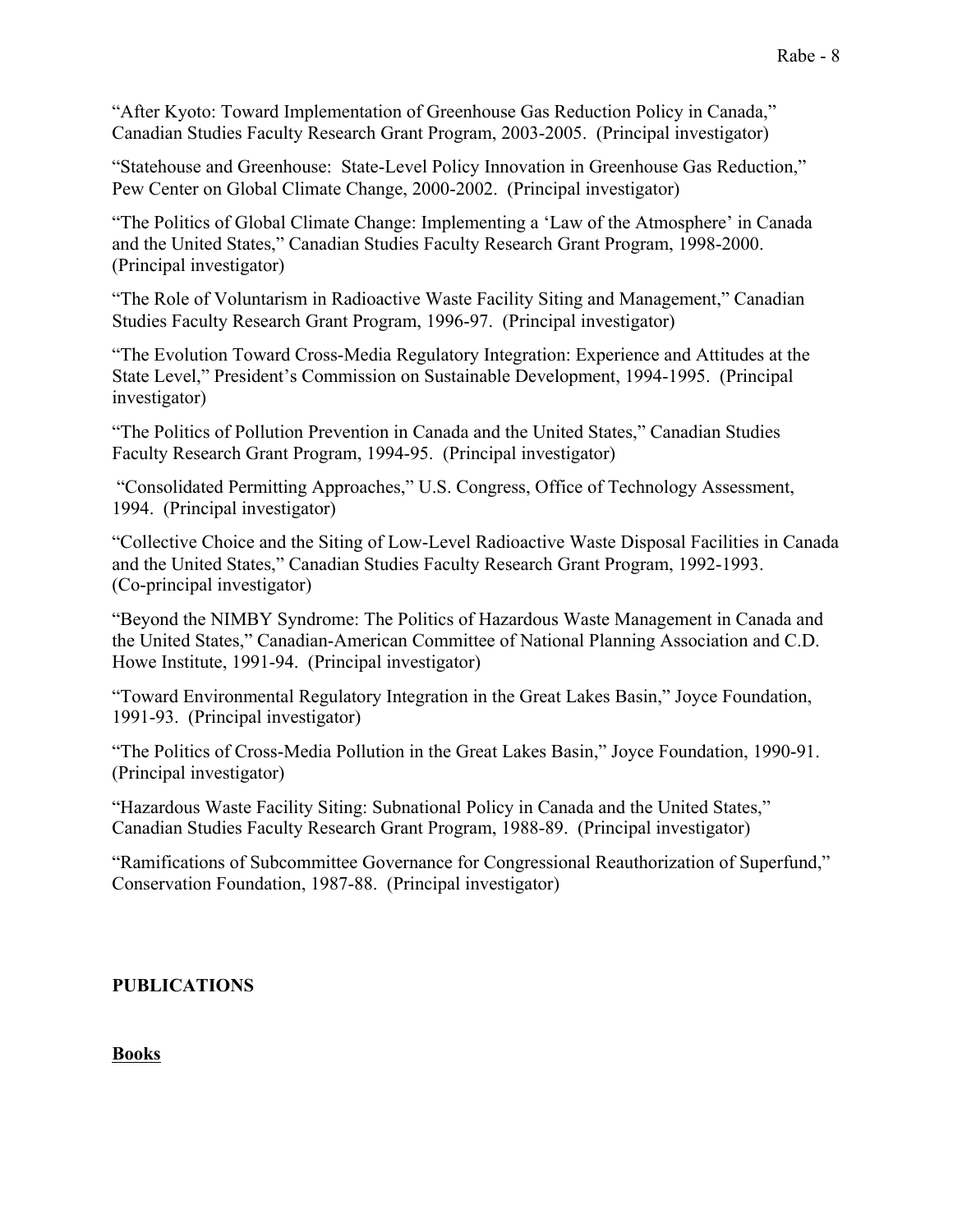"After Kyoto: Toward Implementation of Greenhouse Gas Reduction Policy in Canada," Canadian Studies Faculty Research Grant Program, 2003-2005. (Principal investigator)

"Statehouse and Greenhouse: State-Level Policy Innovation in Greenhouse Gas Reduction," Pew Center on Global Climate Change, 2000-2002. (Principal investigator)

"The Politics of Global Climate Change: Implementing a 'Law of the Atmosphere' in Canada and the United States," Canadian Studies Faculty Research Grant Program, 1998-2000. (Principal investigator)

"The Role of Voluntarism in Radioactive Waste Facility Siting and Management," Canadian Studies Faculty Research Grant Program, 1996-97. (Principal investigator)

"The Evolution Toward Cross-Media Regulatory Integration: Experience and Attitudes at the State Level," President's Commission on Sustainable Development, 1994-1995. (Principal investigator)

"The Politics of Pollution Prevention in Canada and the United States," Canadian Studies Faculty Research Grant Program, 1994-95. (Principal investigator)

"Consolidated Permitting Approaches," U.S. Congress, Office of Technology Assessment, 1994. (Principal investigator)

"Collective Choice and the Siting of Low-Level Radioactive Waste Disposal Facilities in Canada and the United States," Canadian Studies Faculty Research Grant Program, 1992-1993. (Co-principal investigator)

"Beyond the NIMBY Syndrome: The Politics of Hazardous Waste Management in Canada and the United States," Canadian-American Committee of National Planning Association and C.D. Howe Institute, 1991-94. (Principal investigator)

"Toward Environmental Regulatory Integration in the Great Lakes Basin," Joyce Foundation, 1991-93. (Principal investigator)

"The Politics of Cross-Media Pollution in the Great Lakes Basin," Joyce Foundation, 1990-91. (Principal investigator)

"Hazardous Waste Facility Siting: Subnational Policy in Canada and the United States," Canadian Studies Faculty Research Grant Program, 1988-89. (Principal investigator)

"Ramifications of Subcommittee Governance for Congressional Reauthorization of Superfund," Conservation Foundation, 1987-88. (Principal investigator)

## PUBLICATIONS

### Books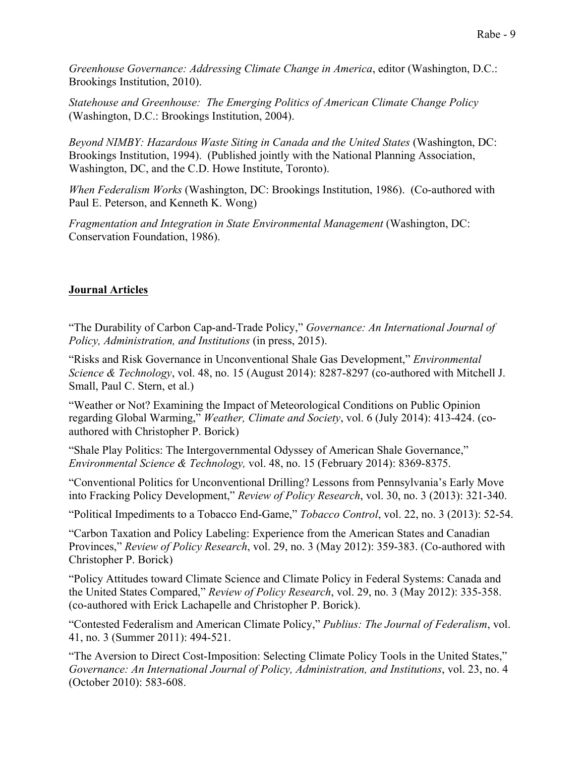*Greenhouse Governance: Addressing Climate Change in America*, editor (Washington, D.C.: Brookings Institution, 2010).

*Statehouse and Greenhouse: The Emerging Politics of American Climate Change Policy* (Washington, D.C.: Brookings Institution, 2004).

*Beyond NIMBY: Hazardous Waste Siting in Canada and the United States* (Washington, DC: Brookings Institution, 1994). (Published jointly with the National Planning Association, Washington, DC, and the C.D. Howe Institute, Toronto).

*When Federalism Works* (Washington, DC: Brookings Institution, 1986). (Co-authored with Paul E. Peterson, and Kenneth K. Wong)

*Fragmentation and Integration in State Environmental Management* (Washington, DC: Conservation Foundation, 1986).

## Journal Articles

"The Durability of Carbon Cap-and-Trade Policy," *Governance: An International Journal of Policy, Administration, and Institutions* (in press, 2015).

"Risks and Risk Governance in Unconventional Shale Gas Development," *Environmental Science & Technology*, vol. 48, no. 15 (August 2014): 8287-8297 (co-authored with Mitchell J. Small, Paul C. Stern, et al.)

"Weather or Not? Examining the Impact of Meteorological Conditions on Public Opinion regarding Global Warming," *Weather, Climate and Society*, vol. 6 (July 2014): 413-424. (co-authored with Christopher P. Borick)

"Shale Play Politics: The Intergovernmental Odyssey of American Shale Governance," *Environmental Science & Technology,* vol. 48, no. 15 (February 2014): 8369-8375.

"Conventional Politics for Unconventional Drilling? Lessons from Pennsylvania's Early Move into Fracking Policy Development," *Review of Policy Research*, vol. 30, no. 3 (2013): 321-340.

"Political Impediments to a Tobacco End-Game," *Tobacco Control*, vol. 22, no. 3 (2013): 52-54.

"Carbon Taxation and Policy Labeling: Experience from the American States and Canadian Provinces," *Review of Policy Research*, vol. 29, no. 3 (May 2012): 359-383. (Co-authored with Christopher P. Borick)

"Policy Attitudes toward Climate Science and Climate Policy in Federal Systems: Canada and the United States Compared," *Review of Policy Research*, vol. 29, no. 3 (May 2012): 335-358. (co-authored with Erick Lachapelle and Christopher P. Borick).

"Contested Federalism and American Climate Policy," *Publius: The Journal of Federalism*, vol. 41, no. 3 (Summer 2011): 494-521.

"The Aversion to Direct Cost-Imposition: Selecting Climate Policy Tools in the United States," *Governance: An International Journal of Policy, Administration, and Institutions*, vol. 23, no. 4 (October 2010): 583-608.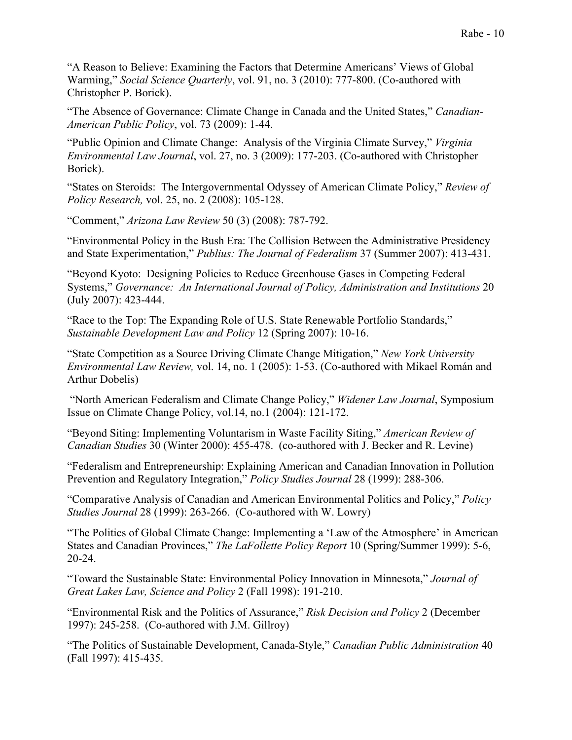"A Reason to Believe: Examining the Factors that Determine Americans' Views of Global Warming," *Social Science Quarterly*, vol. 91, no. 3 (2010): 777-800. (Co-authored with Christopher P. Borick).

"The Absence of Governance: Climate Change in Canada and the United States," *Canadian-American Public Policy*, vol. 73 (2009): 1-44.

"Public Opinion and Climate Change: Analysis of the Virginia Climate Survey," *Virginia Environmental Law Journal*, vol. 27, no. 3 (2009): 177-203. (Co-authored with Christopher Borick).

"States on Steroids: The Intergovernmental Odyssey of American Climate Policy," *Review of Policy Research,* vol. 25, no. 2 (2008): 105-128.

"Comment," *Arizona Law Review* 50 (3) (2008): 787-792.

"Environmental Policy in the Bush Era: The Collision Between the Administrative Presidency and State Experimentation," *Publius: The Journal of Federalism* 37 (Summer 2007): 413-431.

"Beyond Kyoto: Designing Policies to Reduce Greenhouse Gases in Competing Federal Systems," *Governance: An International Journal of Policy, Administration and Institutions* 20 (July 2007): 423-444.

"Race to the Top: The Expanding Role of U.S. State Renewable Portfolio Standards," *Sustainable Development Law and Policy* 12 (Spring 2007): 10-16.

"State Competition as a Source Driving Climate Change Mitigation," *New York University Environmental Law Review,* vol. 14, no. 1 (2005): 1-53. (Co-authored with Mikael Román and Arthur Dobelis)

"North American Federalism and Climate Change Policy," *Widener Law Journal*, Symposium Issue on Climate Change Policy, vol.14, no.1 (2004): 121-172.

"Beyond Siting: Implementing Voluntarism in Waste Facility Siting," *American Review of Canadian Studies* 30 (Winter 2000): 455-478. (co-authored with J. Becker and R. Levine)

"Federalism and Entrepreneurship: Explaining American and Canadian Innovation in Pollution Prevention and Regulatory Integration," *Policy Studies Journal* 28 (1999): 288-306.

"Comparative Analysis of Canadian and American Environmental Politics and Policy," *Policy Studies Journal* 28 (1999): 263-266. (Co-authored with W. Lowry)

"The Politics of Global Climate Change: Implementing a 'Law of the Atmosphere' in American States and Canadian Provinces," *The LaFollette Policy Report* 10 (Spring/Summer 1999): 5-6, 20-24.

"Toward the Sustainable State: Environmental Policy Innovation in Minnesota," *Journal of Great Lakes Law, Science and Policy* 2 (Fall 1998): 191-210.

"Environmental Risk and the Politics of Assurance," *Risk Decision and Policy* 2 (December 1997): 245-258. (Co-authored with J.M. Gillroy)

"The Politics of Sustainable Development, Canada-Style," *Canadian Public Administration* 40 (Fall 1997): 415-435.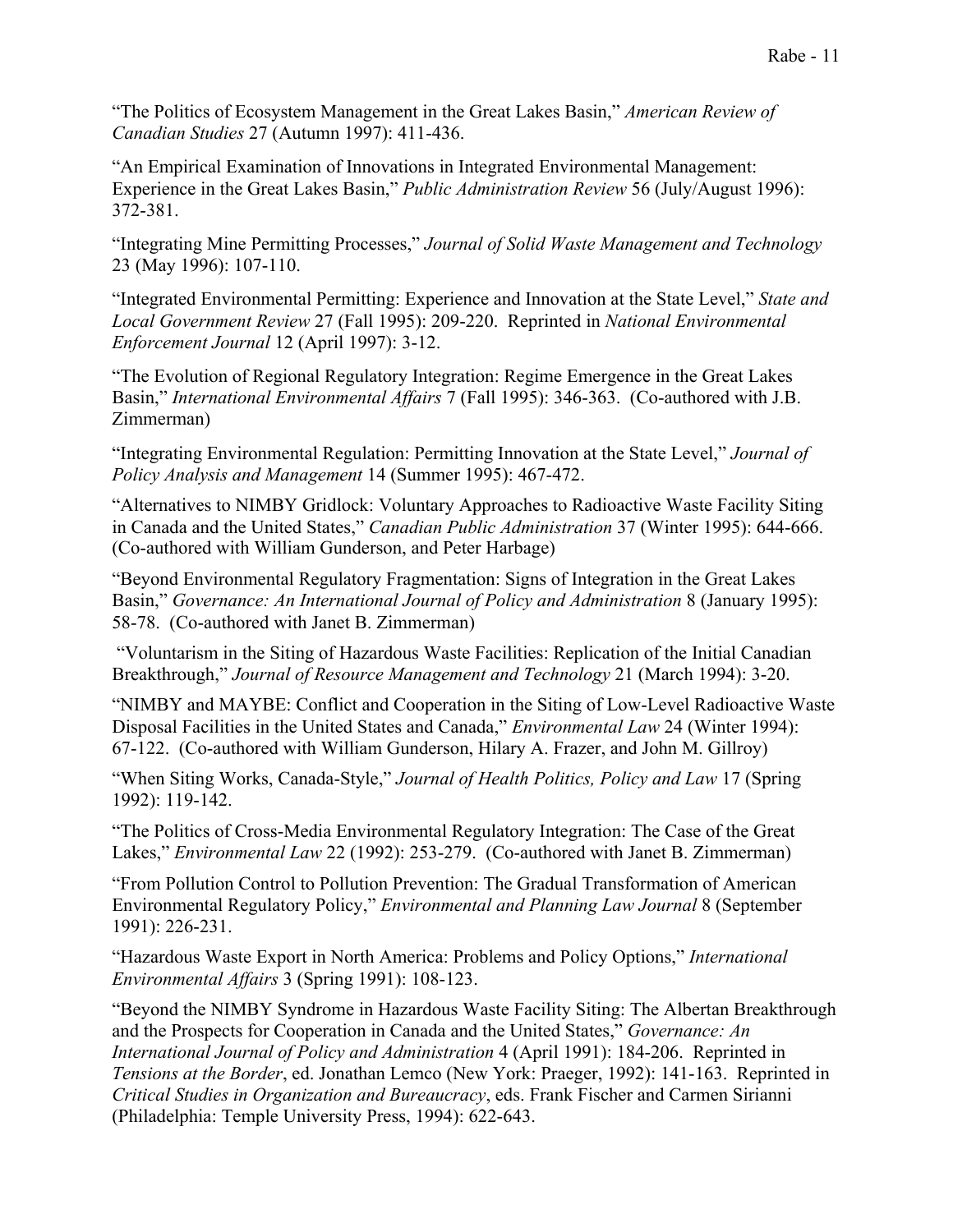"The Politics of Ecosystem Management in the Great Lakes Basin," *American Review of Canadian Studies* 27 (Autumn 1997): 411-436.

"An Empirical Examination of Innovations in Integrated Environmental Management: Experience in the Great Lakes Basin," *Public Administration Review* 56 (July/August 1996): 372-381.

"Integrating Mine Permitting Processes," *Journal of Solid Waste Management and Technology* 23 (May 1996): 107-110.

"Integrated Environmental Permitting: Experience and Innovation at the State Level," *State and Local Government Review* 27 (Fall 1995): 209-220. Reprinted in *National Environmental Enforcement Journal* 12 (April 1997): 3-12.

"The Evolution of Regional Regulatory Integration: Regime Emergence in the Great Lakes Basin," *International Environmental Affairs* 7 (Fall 1995): 346-363. (Co-authored with J.B. Zimmerman)

"Integrating Environmental Regulation: Permitting Innovation at the State Level," *Journal of Policy Analysis and Management* 14 (Summer 1995): 467-472.

"Alternatives to NIMBY Gridlock: Voluntary Approaches to Radioactive Waste Facility Siting in Canada and the United States," *Canadian Public Administration* 37 (Winter 1995): 644-666. (Co-authored with William Gunderson, and Peter Harbage)

"Beyond Environmental Regulatory Fragmentation: Signs of Integration in the Great Lakes Basin," *Governance: An International Journal of Policy and Administration* 8 (January 1995): 58-78. (Co-authored with Janet B. Zimmerman)

"Voluntarism in the Siting of Hazardous Waste Facilities: Replication of the Initial Canadian Breakthrough," *Journal of Resource Management and Technology* 21 (March 1994): 3-20.

"NIMBY and MAYBE: Conflict and Cooperation in the Siting of Low-Level Radioactive Waste Disposal Facilities in the United States and Canada," *Environmental Law* 24 (Winter 1994): 67-122. (Co-authored with William Gunderson, Hilary A. Frazer, and John M. Gillroy)

"When Siting Works, Canada-Style," *Journal of Health Politics, Policy and Law* 17 (Spring 1992): 119-142.

"The Politics of Cross-Media Environmental Regulatory Integration: The Case of the Great Lakes," *Environmental Law* 22 (1992): 253-279. (Co-authored with Janet B. Zimmerman)

"From Pollution Control to Pollution Prevention: The Gradual Transformation of American Environmental Regulatory Policy," *Environmental and Planning Law Journal* 8 (September 1991): 226-231.

"Hazardous Waste Export in North America: Problems and Policy Options," *International Environmental Affairs* 3 (Spring 1991): 108-123.

"Beyond the NIMBY Syndrome in Hazardous Waste Facility Siting: The Albertan Breakthrough and the Prospects for Cooperation in Canada and the United States," *Governance: An International Journal of Policy and Administration* 4 (April 1991): 184-206. Reprinted in *Tensions at the Border*, ed. Jonathan Lemco (New York: Praeger, 1992): 141-163. Reprinted in *Critical Studies in Organization and Bureaucracy*, eds. Frank Fischer and Carmen Sirianni (Philadelphia: Temple University Press, 1994): 622-643.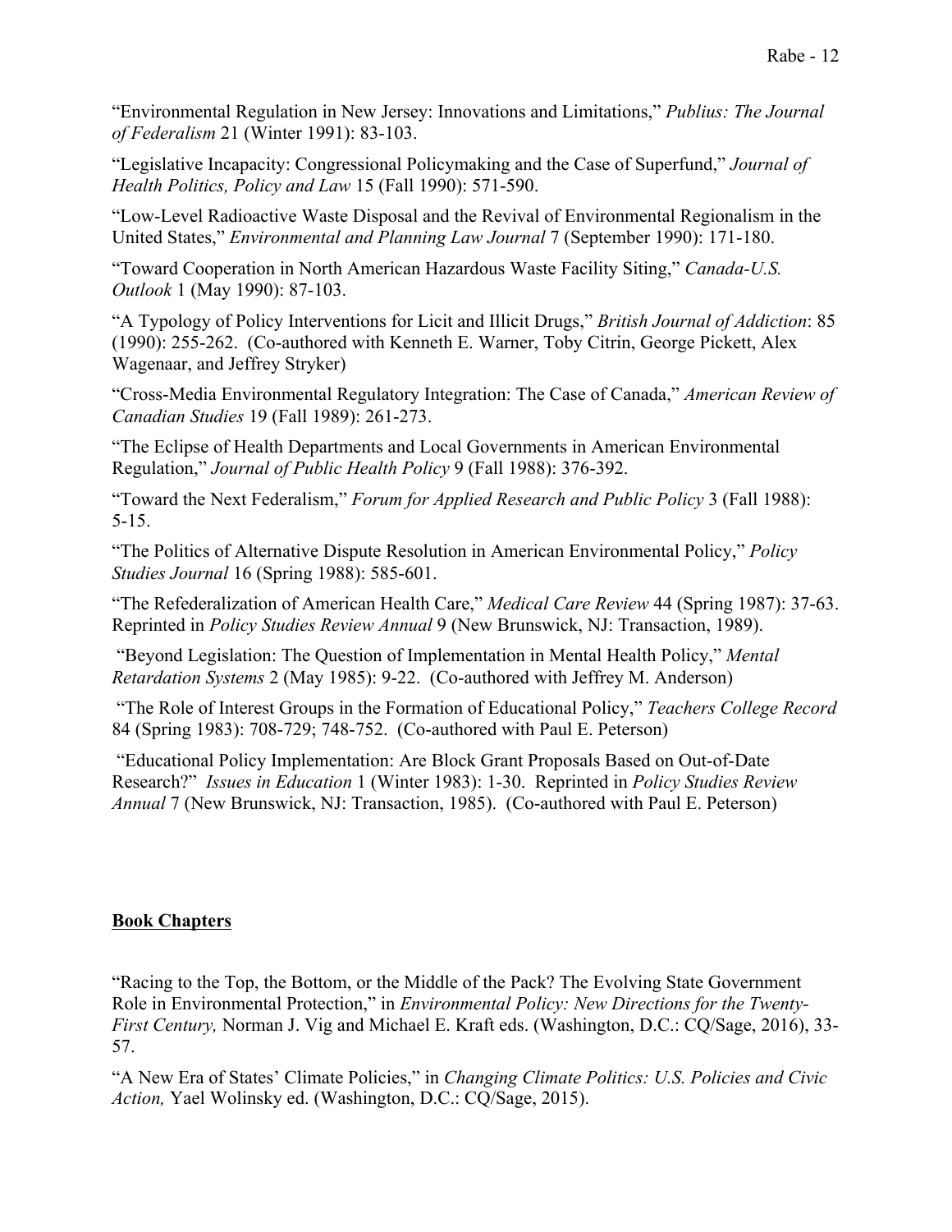"Environmental Regulation in New Jersey: Innovations and Limitations," *Publius: The Journal of Federalism* 21 (Winter 1991): 83-103.

"Legislative Incapacity: Congressional Policymaking and the Case of Superfund," *Journal of Health Politics, Policy and Law* 15 (Fall 1990): 571-590.

"Low-Level Radioactive Waste Disposal and the Revival of Environmental Regionalism in the United States," *Environmental and Planning Law Journal* 7 (September 1990): 171-180.

"Toward Cooperation in North American Hazardous Waste Facility Siting," *Canada-U.S. Outlook* 1 (May 1990): 87-103.

"A Typology of Policy Interventions for Licit and Illicit Drugs," *British Journal of Addiction*: 85 (1990): 255-262. (Co-authored with Kenneth E. Warner, Toby Citrin, George Pickett, Alex Wagenaar, and Jeffrey Stryker)

"Cross-Media Environmental Regulatory Integration: The Case of Canada," *American Review of Canadian Studies* 19 (Fall 1989): 261-273.

"The Eclipse of Health Departments and Local Governments in American Environmental Regulation," *Journal of Public Health Policy* 9 (Fall 1988): 376-392.

"Toward the Next Federalism," *Forum for Applied Research and Public Policy* 3 (Fall 1988): 5-15.

"The Politics of Alternative Dispute Resolution in American Environmental Policy," *Policy Studies Journal* 16 (Spring 1988): 585-601.

"The Refederalization of American Health Care," *Medical Care Review* 44 (Spring 1987): 37-63. Reprinted in *Policy Studies Review Annual* 9 (New Brunswick, NJ: Transaction, 1989).

"Beyond Legislation: The Question of Implementation in Mental Health Policy," *Mental Retardation Systems* 2 (May 1985): 9-22. (Co-authored with Jeffrey M. Anderson)

"The Role of Interest Groups in the Formation of Educational Policy," *Teachers College Record* 84 (Spring 1983): 708-729; 748-752. (Co-authored with Paul E. Peterson)

"Educational Policy Implementation: Are Block Grant Proposals Based on Out-of-Date Research?" *Issues in Education* 1 (Winter 1983): 1-30. Reprinted in *Policy Studies Review Annual* 7 (New Brunswick, NJ: Transaction, 1985). (Co-authored with Paul E. Peterson)

**Book Chapters**

"Racing to the Top, the Bottom, or the Middle of the Pack? The Evolving State Government Role in Environmental Protection," in *Environmental Policy: New Directions for the Twenty-First Century,* Norman J. Vig and Michael E. Kraft eds. (Washington, D.C.: CQ/Sage, 2016), 33-57.

"A New Era of States' Climate Policies," in *Changing Climate Politics: U.S. Policies and Civic Action,* Yael Wolinsky ed. (Washington, D.C.: CQ/Sage, 2015).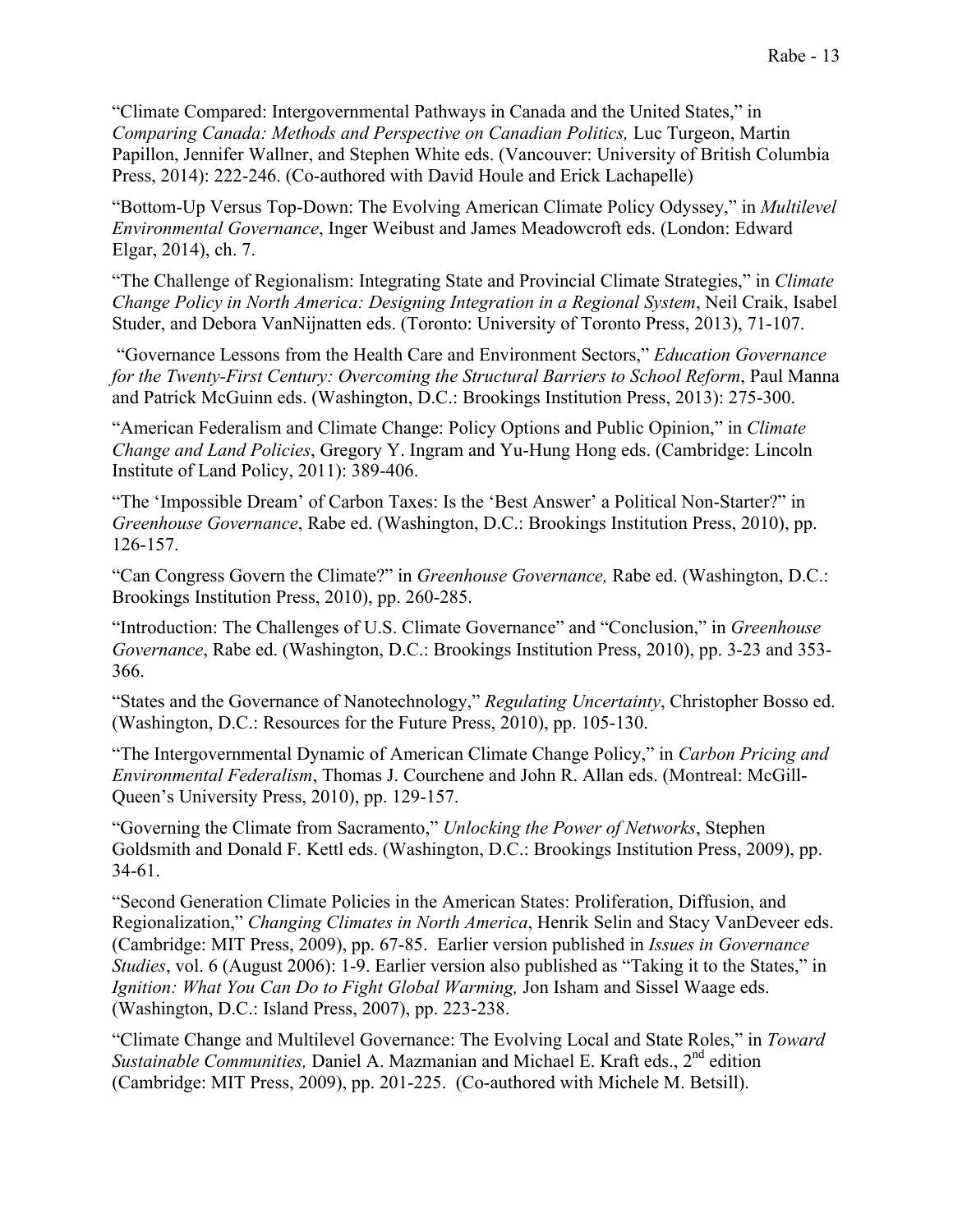"Climate Compared: Intergovernmental Pathways in Canada and the United States," in *Comparing Canada: Methods and Perspective on Canadian Politics,* Luc Turgeon, Martin Papillon, Jennifer Wallner, and Stephen White eds. (Vancouver: University of British Columbia Press, 2014): 222-246. (Co-authored with David Houle and Erick Lachapelle)

"Bottom-Up Versus Top-Down: The Evolving American Climate Policy Odyssey," in *Multilevel Environmental Governance*, Inger Weibust and James Meadowcroft eds. (London: Edward Elgar, 2014), ch. 7.

"The Challenge of Regionalism: Integrating State and Provincial Climate Strategies," in *Climate Change Policy in North America: Designing Integration in a Regional System*, Neil Craik, Isabel Studer, and Debora VanNijnatten eds. (Toronto: University of Toronto Press, 2013), 71-107.

"Governance Lessons from the Health Care and Environment Sectors," *Education Governance for the Twenty-First Century: Overcoming the Structural Barriers to School Reform*, Paul Manna and Patrick McGuinn eds. (Washington, D.C.: Brookings Institution Press, 2013): 275-300.

"American Federalism and Climate Change: Policy Options and Public Opinion," in *Climate Change and Land Policies*, Gregory Y. Ingram and Yu-Hung Hong eds. (Cambridge: Lincoln Institute of Land Policy, 2011): 389-406.

"The 'Impossible Dream' of Carbon Taxes: Is the 'Best Answer' a Political Non-Starter?" in *Greenhouse Governance*, Rabe ed. (Washington, D.C.: Brookings Institution Press, 2010), pp. 126-157.

"Can Congress Govern the Climate?" in *Greenhouse Governance,* Rabe ed. (Washington, D.C.: Brookings Institution Press, 2010), pp. 260-285.

"Introduction: The Challenges of U.S. Climate Governance" and "Conclusion," in *Greenhouse Governance*, Rabe ed. (Washington, D.C.: Brookings Institution Press, 2010), pp. 3-23 and 353-366.

"States and the Governance of Nanotechnology," *Regulating Uncertainty*, Christopher Bosso ed. (Washington, D.C.: Resources for the Future Press, 2010), pp. 105-130.

"The Intergovernmental Dynamic of American Climate Change Policy," in *Carbon Pricing and Environmental Federalism*, Thomas J. Courchene and John R. Allan eds. (Montreal: McGill-Queen's University Press, 2010), pp. 129-157.

"Governing the Climate from Sacramento," *Unlocking the Power of Networks*, Stephen Goldsmith and Donald F. Kettl eds. (Washington, D.C.: Brookings Institution Press, 2009), pp. 34-61.

"Second Generation Climate Policies in the American States: Proliferation, Diffusion, and Regionalization," *Changing Climates in North America*, Henrik Selin and Stacy VanDeveer eds. (Cambridge: MIT Press, 2009), pp. 67-85. Earlier version published in *Issues in Governance Studies*, vol. 6 (August 2006): 1-9. Earlier version also published as "Taking it to the States," in *Ignition: What You Can Do to Fight Global Warming,* Jon Isham and Sissel Waage eds. (Washington, D.C.: Island Press, 2007), pp. 223-238.

"Climate Change and Multilevel Governance: The Evolving Local and State Roles," in *Toward Sustainable Communities,* Daniel A. Mazmanian and Michael E. Kraft eds., 2nd edition (Cambridge: MIT Press, 2009), pp. 201-225. (Co-authored with Michele M. Betsill).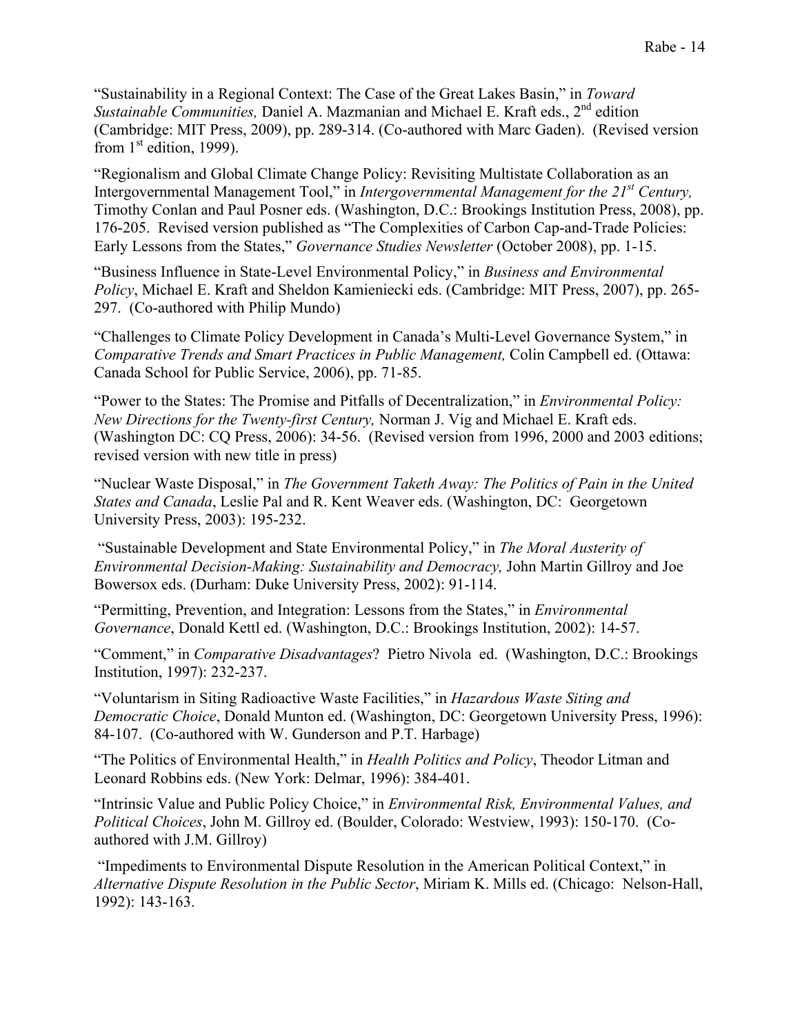"Sustainability in a Regional Context: The Case of the Great Lakes Basin," in *Toward Sustainable Communities,* Daniel A. Mazmanian and Michael E. Kraft eds., 2nd edition (Cambridge: MIT Press, 2009), pp. 289-314. (Co-authored with Marc Gaden). (Revised version from 1st edition, 1999).

"Regionalism and Global Climate Change Policy: Revisiting Multistate Collaboration as an Intergovernmental Management Tool," in *Intergovernmental Management for the 21st Century,* Timothy Conlan and Paul Posner eds. (Washington, D.C.: Brookings Institution Press, 2008), pp. 176-205. Revised version published as "The Complexities of Carbon Cap-and-Trade Policies: Early Lessons from the States," *Governance Studies Newsletter* (October 2008), pp. 1-15.

"Business Influence in State-Level Environmental Policy," in *Business and Environmental Policy*, Michael E. Kraft and Sheldon Kamieniecki eds. (Cambridge: MIT Press, 2007), pp. 265-297. (Co-authored with Philip Mundo)

"Challenges to Climate Policy Development in Canada's Multi-Level Governance System," in *Comparative Trends and Smart Practices in Public Management,* Colin Campbell ed. (Ottawa: Canada School for Public Service, 2006), pp. 71-85.

"Power to the States: The Promise and Pitfalls of Decentralization," in *Environmental Policy: New Directions for the Twenty-first Century,* Norman J. Vig and Michael E. Kraft eds. (Washington DC: CQ Press, 2006): 34-56. (Revised version from 1996, 2000 and 2003 editions; revised version with new title in press)

"Nuclear Waste Disposal," in *The Government Taketh Away: The Politics of Pain in the United States and Canada*, Leslie Pal and R. Kent Weaver eds. (Washington, DC: Georgetown University Press, 2003): 195-232.

"Sustainable Development and State Environmental Policy," in *The Moral Austerity of Environmental Decision-Making: Sustainability and Democracy,* John Martin Gillroy and Joe Bowersox eds. (Durham: Duke University Press, 2002): 91-114.

"Permitting, Prevention, and Integration: Lessons from the States," in *Environmental Governance*, Donald Kettl ed. (Washington, D.C.: Brookings Institution, 2002): 14-57.

"Comment," in *Comparative Disadvantages*? Pietro Nivola ed. (Washington, D.C.: Brookings Institution, 1997): 232-237.

"Voluntarism in Siting Radioactive Waste Facilities," in *Hazardous Waste Siting and Democratic Choice*, Donald Munton ed. (Washington, DC: Georgetown University Press, 1996): 84-107. (Co-authored with W. Gunderson and P.T. Harbage)

"The Politics of Environmental Health," in *Health Politics and Policy*, Theodor Litman and Leonard Robbins eds. (New York: Delmar, 1996): 384-401.

"Intrinsic Value and Public Policy Choice," in *Environmental Risk, Environmental Values, and Political Choices*, John M. Gillroy ed. (Boulder, Colorado: Westview, 1993): 150-170. (Co-authored with J.M. Gillroy)

"Impediments to Environmental Dispute Resolution in the American Political Context," in *Alternative Dispute Resolution in the Public Sector*, Miriam K. Mills ed. (Chicago: Nelson-Hall, 1992): 143-163.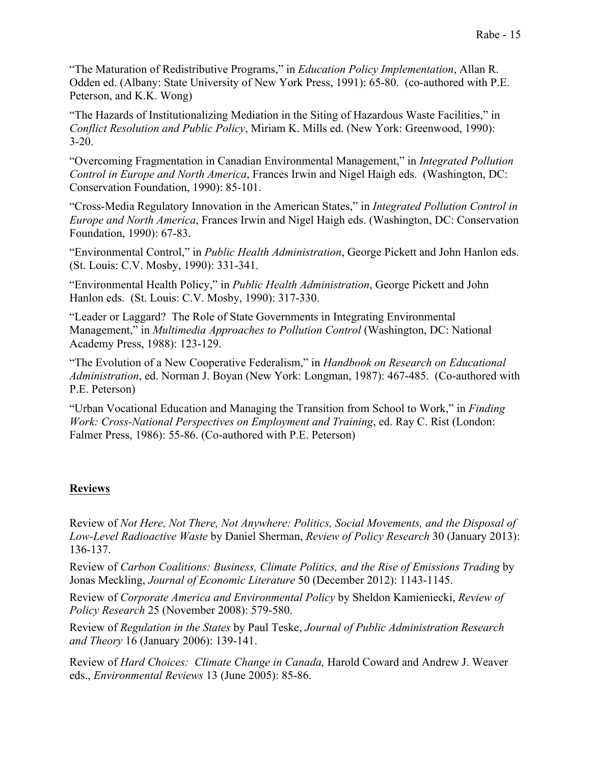"The Maturation of Redistributive Programs," in *Education Policy Implementation*, Allan R. Odden ed. (Albany: State University of New York Press, 1991): 65-80. (co-authored with P.E. Peterson, and K.K. Wong)

"The Hazards of Institutionalizing Mediation in the Siting of Hazardous Waste Facilities," in *Conflict Resolution and Public Policy*, Miriam K. Mills ed. (New York: Greenwood, 1990): 3-20.

"Overcoming Fragmentation in Canadian Environmental Management," in *Integrated Pollution Control in Europe and North America*, Frances Irwin and Nigel Haigh eds. (Washington, DC: Conservation Foundation, 1990): 85-101.

"Cross-Media Regulatory Innovation in the American States," in *Integrated Pollution Control in Europe and North America*, Frances Irwin and Nigel Haigh eds. (Washington, DC: Conservation Foundation, 1990): 67-83.

"Environmental Control," in *Public Health Administration*, George Pickett and John Hanlon eds. (St. Louis: C.V. Mosby, 1990): 331-341.

"Environmental Health Policy," in *Public Health Administration*, George Pickett and John Hanlon eds. (St. Louis: C.V. Mosby, 1990): 317-330.

"Leader or Laggard? The Role of State Governments in Integrating Environmental Management," in *Multimedia Approaches to Pollution Control* (Washington, DC: National Academy Press, 1988): 123-129.

"The Evolution of a New Cooperative Federalism," in *Handbook on Research on Educational Administration*, ed. Norman J. Boyan (New York: Longman, 1987): 467-485. (Co-authored with P.E. Peterson)

"Urban Vocational Education and Managing the Transition from School to Work," in *Finding Work: Cross-National Perspectives on Employment and Training*, ed. Ray C. Rist (London: Falmer Press, 1986): 55-86. (Co-authored with P.E. Peterson)

## Reviews

Review of *Not Here, Not There, Not Anywhere: Politics, Social Movements, and the Disposal of Low-Level Radioactive Waste* by Daniel Sherman, *Review of Policy Research* 30 (January 2013): 136-137.

Review of *Carbon Coalitions: Business, Climate Politics, and the Rise of Emissions Trading* by Jonas Meckling, *Journal of Economic Literature* 50 (December 2012): 1143-1145.

Review of *Corporate America and Environmental Policy* by Sheldon Kamieniecki, *Review of Policy Research* 25 (November 2008): 579-580.

Review of *Regulation in the States* by Paul Teske, *Journal of Public Administration Research and Theory* 16 (January 2006): 139-141.

Review of *Hard Choices: Climate Change in Canada,* Harold Coward and Andrew J. Weaver eds., *Environmental Reviews* 13 (June 2005): 85-86.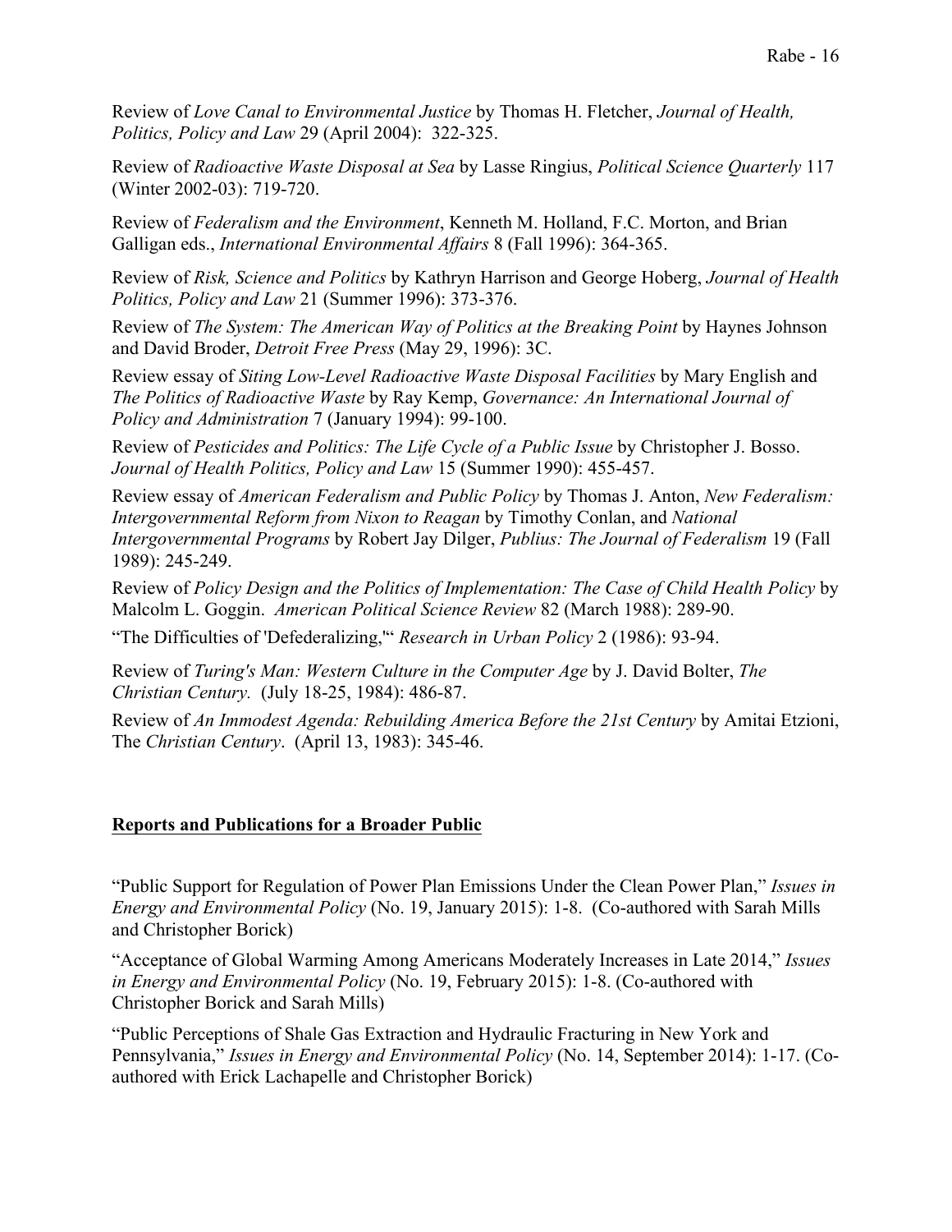Review of *Love Canal to Environmental Justice* by Thomas H. Fletcher, *Journal of Health, Politics, Policy and Law* 29 (April 2004): 322-325.

Review of *Radioactive Waste Disposal at Sea* by Lasse Ringius, *Political Science Quarterly* 117 (Winter 2002-03): 719-720.

Review of *Federalism and the Environment*, Kenneth M. Holland, F.C. Morton, and Brian Galligan eds., *International Environmental Affairs* 8 (Fall 1996): 364-365.

Review of *Risk, Science and Politics* by Kathryn Harrison and George Hoberg, *Journal of Health Politics, Policy and Law* 21 (Summer 1996): 373-376.

Review of *The System: The American Way of Politics at the Breaking Point* by Haynes Johnson and David Broder, *Detroit Free Press* (May 29, 1996): 3C.

Review essay of *Siting Low-Level Radioactive Waste Disposal Facilities* by Mary English and *The Politics of Radioactive Waste* by Ray Kemp, *Governance: An International Journal of Policy and Administration* 7 (January 1994): 99-100.

Review of *Pesticides and Politics: The Life Cycle of a Public Issue* by Christopher J. Bosso. *Journal of Health Politics, Policy and Law* 15 (Summer 1990): 455-457.

Review essay of *American Federalism and Public Policy* by Thomas J. Anton, *New Federalism: Intergovernmental Reform from Nixon to Reagan* by Timothy Conlan, and *National Intergovernmental Programs* by Robert Jay Dilger, *Publius: The Journal of Federalism* 19 (Fall 1989): 245-249.

Review of *Policy Design and the Politics of Implementation: The Case of Child Health Policy* by Malcolm L. Goggin. *American Political Science Review* 82 (March 1988): 289-90.

"The Difficulties of 'Defederalizing,'" *Research in Urban Policy* 2 (1986): 93-94.

Review of *Turing's Man: Western Culture in the Computer Age* by J. David Bolter, *The Christian Century.* (July 18-25, 1984): 486-87.

Review of *An Immodest Agenda: Rebuilding America Before the 21st Century* by Amitai Etzioni, The *Christian Century*. (April 13, 1983): 345-46.

## Reports and Publications for a Broader Public

"Public Support for Regulation of Power Plan Emissions Under the Clean Power Plan," *Issues in Energy and Environmental Policy* (No. 19, January 2015): 1-8. (Co-authored with Sarah Mills and Christopher Borick)

"Acceptance of Global Warming Among Americans Moderately Increases in Late 2014," *Issues in Energy and Environmental Policy* (No. 19, February 2015): 1-8. (Co-authored with Christopher Borick and Sarah Mills)

"Public Perceptions of Shale Gas Extraction and Hydraulic Fracturing in New York and Pennsylvania," *Issues in Energy and Environmental Policy* (No. 14, September 2014): 1-17. (Co-authored with Erick Lachapelle and Christopher Borick)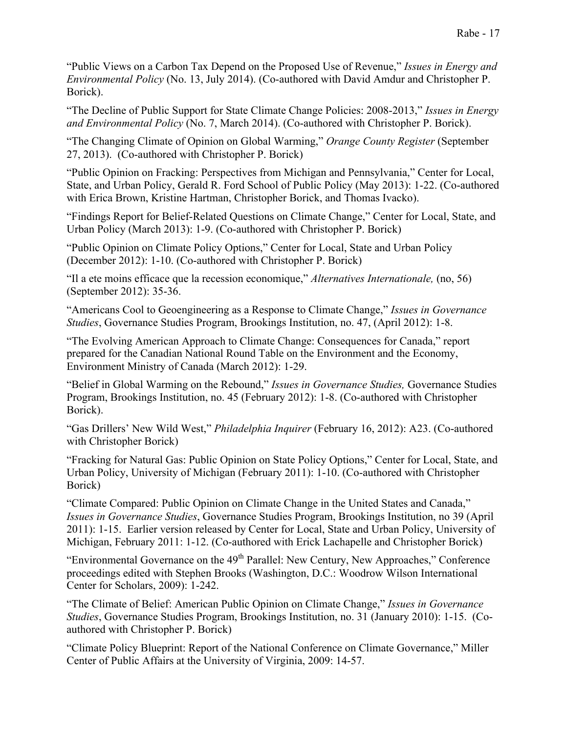"Public Views on a Carbon Tax Depend on the Proposed Use of Revenue," *Issues in Energy and Environmental Policy* (No. 13, July 2014). (Co-authored with David Amdur and Christopher P. Borick).

"The Decline of Public Support for State Climate Change Policies: 2008-2013," *Issues in Energy and Environmental Policy* (No. 7, March 2014). (Co-authored with Christopher P. Borick).

"The Changing Climate of Opinion on Global Warming," *Orange County Register* (September 27, 2013). (Co-authored with Christopher P. Borick)

"Public Opinion on Fracking: Perspectives from Michigan and Pennsylvania," Center for Local, State, and Urban Policy, Gerald R. Ford School of Public Policy (May 2013): 1-22. (Co-authored with Erica Brown, Kristine Hartman, Christopher Borick, and Thomas Ivacko).

"Findings Report for Belief-Related Questions on Climate Change," Center for Local, State, and Urban Policy (March 2013): 1-9. (Co-authored with Christopher P. Borick)

"Public Opinion on Climate Policy Options," Center for Local, State and Urban Policy (December 2012): 1-10. (Co-authored with Christopher P. Borick)

"Il a ete moins efficace que la recession economique," *Alternatives Internationale,* (no, 56) (September 2012): 35-36.

"Americans Cool to Geoengineering as a Response to Climate Change," *Issues in Governance Studies*, Governance Studies Program, Brookings Institution, no. 47, (April 2012): 1-8.

"The Evolving American Approach to Climate Change: Consequences for Canada," report prepared for the Canadian National Round Table on the Environment and the Economy, Environment Ministry of Canada (March 2012): 1-29.

"Belief in Global Warming on the Rebound," *Issues in Governance Studies,* Governance Studies Program, Brookings Institution, no. 45 (February 2012): 1-8. (Co-authored with Christopher Borick).

"Gas Drillers' New Wild West," *Philadelphia Inquirer* (February 16, 2012): A23. (Co-authored with Christopher Borick)

"Fracking for Natural Gas: Public Opinion on State Policy Options," Center for Local, State, and Urban Policy, University of Michigan (February 2011): 1-10. (Co-authored with Christopher Borick)

"Climate Compared: Public Opinion on Climate Change in the United States and Canada," *Issues in Governance Studies*, Governance Studies Program, Brookings Institution, no 39 (April 2011): 1-15. Earlier version released by Center for Local, State and Urban Policy, University of Michigan, February 2011: 1-12. (Co-authored with Erick Lachapelle and Christopher Borick)

"Environmental Governance on the 49th Parallel: New Century, New Approaches," Conference proceedings edited with Stephen Brooks (Washington, D.C.: Woodrow Wilson International Center for Scholars, 2009): 1-242.

"The Climate of Belief: American Public Opinion on Climate Change," *Issues in Governance Studies*, Governance Studies Program, Brookings Institution, no. 31 (January 2010): 1-15. (Co-authored with Christopher P. Borick)

"Climate Policy Blueprint: Report of the National Conference on Climate Governance," Miller Center of Public Affairs at the University of Virginia, 2009: 14-57.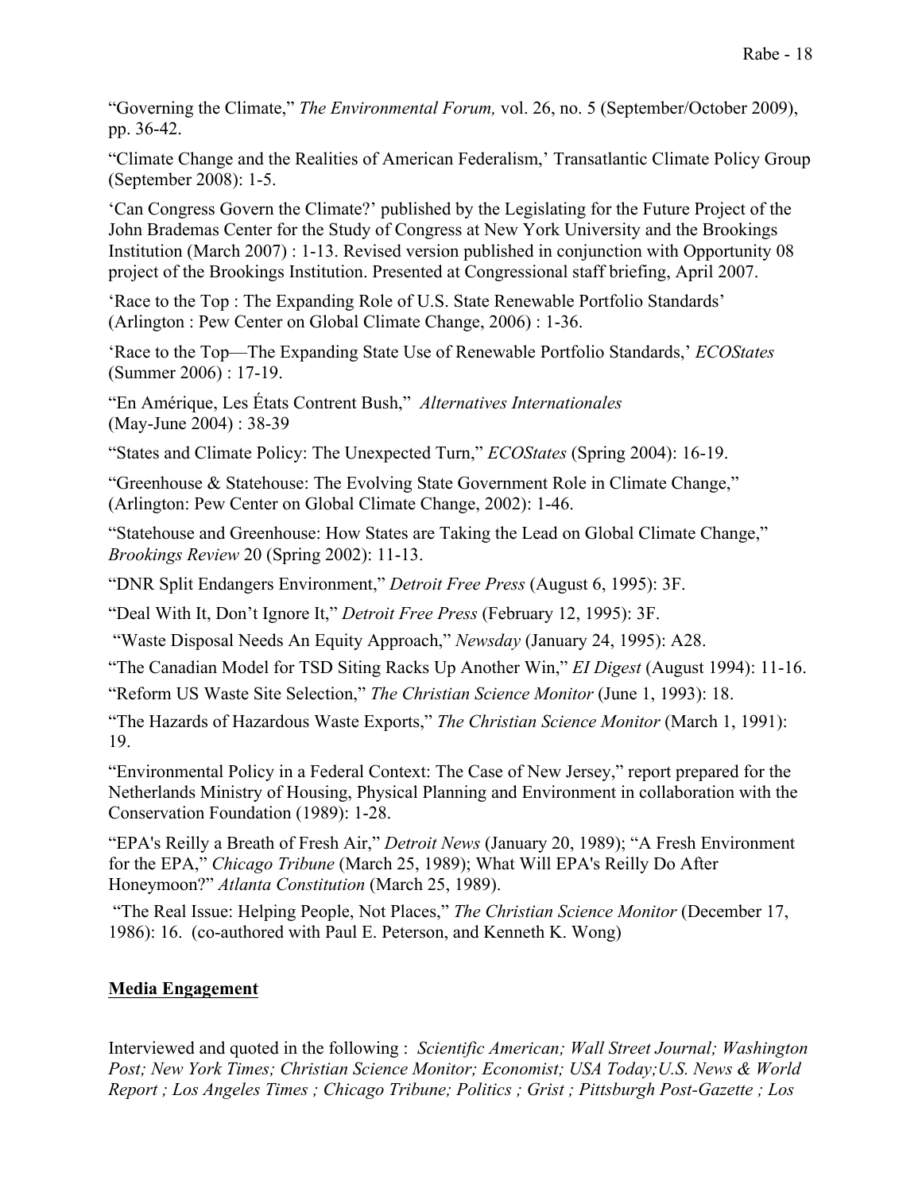"Governing the Climate," *The Environmental Forum,* vol. 26, no. 5 (September/October 2009), pp. 36-42.

"Climate Change and the Realities of American Federalism,' Transatlantic Climate Policy Group (September 2008): 1-5.

'Can Congress Govern the Climate?' published by the Legislating for the Future Project of the John Brademas Center for the Study of Congress at New York University and the Brookings Institution (March 2007) : 1-13. Revised version published in conjunction with Opportunity 08 project of the Brookings Institution. Presented at Congressional staff briefing, April 2007.

'Race to the Top : The Expanding Role of U.S. State Renewable Portfolio Standards' (Arlington : Pew Center on Global Climate Change, 2006) : 1-36.

'Race to the Top—The Expanding State Use of Renewable Portfolio Standards,' *ECOStates* (Summer 2006) : 17-19.

"En Amérique, Les États Contrent Bush," *Alternatives Internationales* (May-June 2004) : 38-39

"States and Climate Policy: The Unexpected Turn," *ECOStates* (Spring 2004): 16-19.

"Greenhouse & Statehouse: The Evolving State Government Role in Climate Change," (Arlington: Pew Center on Global Climate Change, 2002): 1-46.

"Statehouse and Greenhouse: How States are Taking the Lead on Global Climate Change," *Brookings Review* 20 (Spring 2002): 11-13.

"DNR Split Endangers Environment," *Detroit Free Press* (August 6, 1995): 3F.

"Deal With It, Don't Ignore It," *Detroit Free Press* (February 12, 1995): 3F.

"Waste Disposal Needs An Equity Approach," *Newsday* (January 24, 1995): A28.

"The Canadian Model for TSD Siting Racks Up Another Win," *EI Digest* (August 1994): 11-16.

"Reform US Waste Site Selection," *The Christian Science Monitor* (June 1, 1993): 18.

"The Hazards of Hazardous Waste Exports," *The Christian Science Monitor* (March 1, 1991): 19.

"Environmental Policy in a Federal Context: The Case of New Jersey," report prepared for the Netherlands Ministry of Housing, Physical Planning and Environment in collaboration with the Conservation Foundation (1989): 1-28.

"EPA's Reilly a Breath of Fresh Air," *Detroit News* (January 20, 1989); "A Fresh Environment for the EPA," *Chicago Tribune* (March 25, 1989); What Will EPA's Reilly Do After Honeymoon?" *Atlanta Constitution* (March 25, 1989).

"The Real Issue: Helping People, Not Places," *The Christian Science Monitor* (December 17, 1986): 16. (co-authored with Paul E. Peterson, and Kenneth K. Wong)

**<u>Media Engagement</u>**

Interviewed and quoted in the following : *Scientific American; Wall Street Journal; Washington Post; New York Times; Christian Science Monitor; Economist; USA Today;U.S. News & World Report ; Los Angeles Times ; Chicago Tribune; Politics ; Grist ; Pittsburgh Post-Gazette ; Los*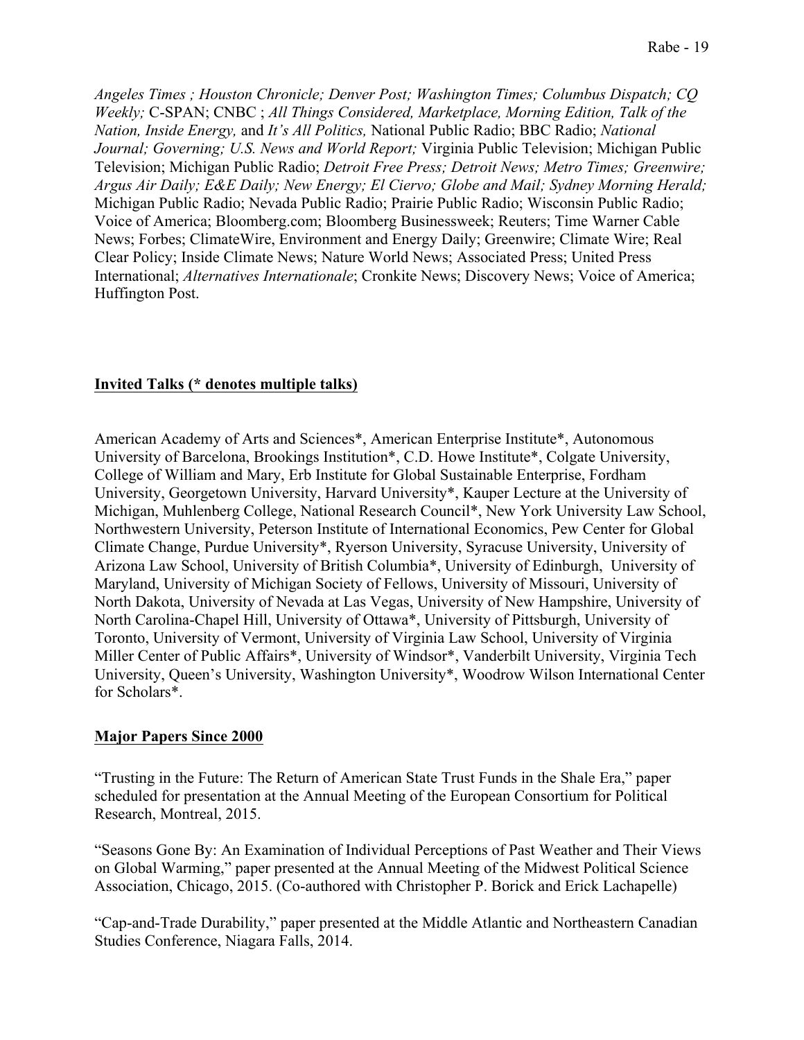*Angeles Times ; Houston Chronicle; Denver Post; Washington Times; Columbus Dispatch; CQ Weekly;* C-SPAN; CNBC ; *All Things Considered, Marketplace, Morning Edition, Talk of the Nation, Inside Energy,* and *It's All Politics,* National Public Radio; BBC Radio; *National Journal; Governing; U.S. News and World Report;* Virginia Public Television; Michigan Public Television; Michigan Public Radio; *Detroit Free Press; Detroit News; Metro Times; Greenwire; Argus Air Daily; E&E Daily; New Energy; El Ciervo; Globe and Mail; Sydney Morning Herald;* Michigan Public Radio; Nevada Public Radio; Prairie Public Radio; Wisconsin Public Radio; Voice of America; Bloomberg.com; Bloomberg Businessweek; Reuters; Time Warner Cable News; Forbes; ClimateWire, Environment and Energy Daily; Greenwire; Climate Wire; Real Clear Policy; Inside Climate News; Nature World News; Associated Press; United Press International; *Alternatives Internationale*; Cronkite News; Discovery News; Voice of America; Huffington Post.

## Invited Talks (* denotes multiple talks)

American Academy of Arts and Sciences*, American Enterprise Institute*, Autonomous University of Barcelona, Brookings Institution*, C.D. Howe Institute*, Colgate University, College of William and Mary, Erb Institute for Global Sustainable Enterprise, Fordham University, Georgetown University, Harvard University*, Kauper Lecture at the University of Michigan, Muhlenberg College, National Research Council*, New York University Law School, Northwestern University, Peterson Institute of International Economics, Pew Center for Global Climate Change, Purdue University*, Ryerson University, Syracuse University, University of Arizona Law School, University of British Columbia*, University of Edinburgh, University of Maryland, University of Michigan Society of Fellows, University of Missouri, University of North Dakota, University of Nevada at Las Vegas, University of New Hampshire, University of North Carolina-Chapel Hill, University of Ottawa*, University of Pittsburgh, University of Toronto, University of Vermont, University of Virginia Law School, University of Virginia Miller Center of Public Affairs*, University of Windsor*, Vanderbilt University, Virginia Tech University, Queen's University, Washington University*, Woodrow Wilson International Center for Scholars*.

## Major Papers Since 2000

"Trusting in the Future: The Return of American State Trust Funds in the Shale Era," paper scheduled for presentation at the Annual Meeting of the European Consortium for Political Research, Montreal, 2015.

"Seasons Gone By: An Examination of Individual Perceptions of Past Weather and Their Views on Global Warming," paper presented at the Annual Meeting of the Midwest Political Science Association, Chicago, 2015. (Co-authored with Christopher P. Borick and Erick Lachapelle)

"Cap-and-Trade Durability," paper presented at the Middle Atlantic and Northeastern Canadian Studies Conference, Niagara Falls, 2014.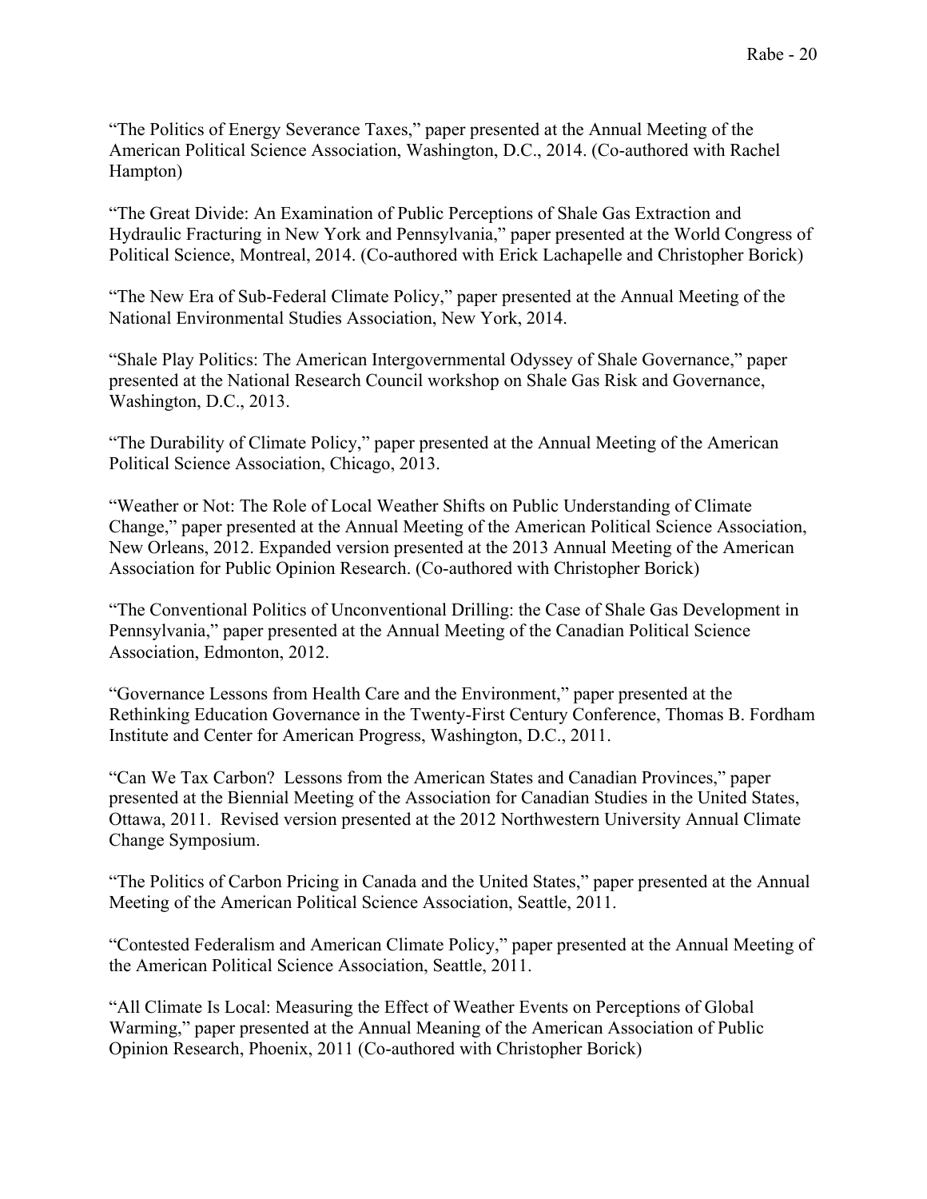"The Politics of Energy Severance Taxes," paper presented at the Annual Meeting of the American Political Science Association, Washington, D.C., 2014. (Co-authored with Rachel Hampton)

"The Great Divide: An Examination of Public Perceptions of Shale Gas Extraction and Hydraulic Fracturing in New York and Pennsylvania," paper presented at the World Congress of Political Science, Montreal, 2014. (Co-authored with Erick Lachapelle and Christopher Borick)

"The New Era of Sub-Federal Climate Policy," paper presented at the Annual Meeting of the National Environmental Studies Association, New York, 2014.

"Shale Play Politics: The American Intergovernmental Odyssey of Shale Governance," paper presented at the National Research Council workshop on Shale Gas Risk and Governance, Washington, D.C., 2013.

"The Durability of Climate Policy," paper presented at the Annual Meeting of the American Political Science Association, Chicago, 2013.

"Weather or Not: The Role of Local Weather Shifts on Public Understanding of Climate Change," paper presented at the Annual Meeting of the American Political Science Association, New Orleans, 2012. Expanded version presented at the 2013 Annual Meeting of the American Association for Public Opinion Research. (Co-authored with Christopher Borick)

"The Conventional Politics of Unconventional Drilling: the Case of Shale Gas Development in Pennsylvania," paper presented at the Annual Meeting of the Canadian Political Science Association, Edmonton, 2012.

"Governance Lessons from Health Care and the Environment," paper presented at the Rethinking Education Governance in the Twenty-First Century Conference, Thomas B. Fordham Institute and Center for American Progress, Washington, D.C., 2011.

"Can We Tax Carbon? Lessons from the American States and Canadian Provinces," paper presented at the Biennial Meeting of the Association for Canadian Studies in the United States, Ottawa, 2011. Revised version presented at the 2012 Northwestern University Annual Climate Change Symposium.

"The Politics of Carbon Pricing in Canada and the United States," paper presented at the Annual Meeting of the American Political Science Association, Seattle, 2011.

"Contested Federalism and American Climate Policy," paper presented at the Annual Meeting of the American Political Science Association, Seattle, 2011.

"All Climate Is Local: Measuring the Effect of Weather Events on Perceptions of Global Warming," paper presented at the Annual Meaning of the American Association of Public Opinion Research, Phoenix, 2011 (Co-authored with Christopher Borick)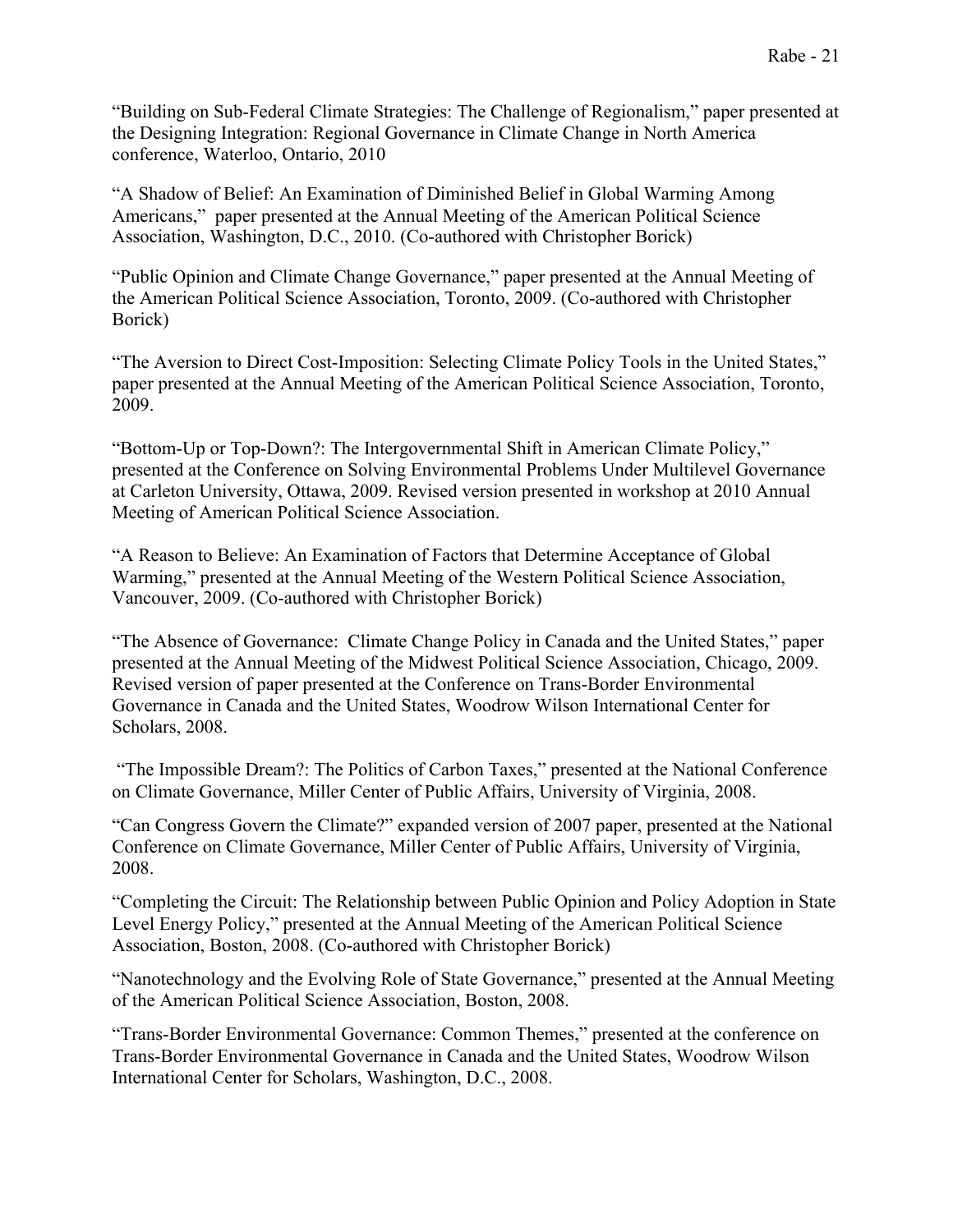"Building on Sub-Federal Climate Strategies: The Challenge of Regionalism," paper presented at the Designing Integration: Regional Governance in Climate Change in North America conference, Waterloo, Ontario, 2010

"A Shadow of Belief: An Examination of Diminished Belief in Global Warming Among Americans," paper presented at the Annual Meeting of the American Political Science Association, Washington, D.C., 2010. (Co-authored with Christopher Borick)

"Public Opinion and Climate Change Governance," paper presented at the Annual Meeting of the American Political Science Association, Toronto, 2009. (Co-authored with Christopher Borick)

"The Aversion to Direct Cost-Imposition: Selecting Climate Policy Tools in the United States," paper presented at the Annual Meeting of the American Political Science Association, Toronto, 2009.

"Bottom-Up or Top-Down?: The Intergovernmental Shift in American Climate Policy," presented at the Conference on Solving Environmental Problems Under Multilevel Governance at Carleton University, Ottawa, 2009. Revised version presented in workshop at 2010 Annual Meeting of American Political Science Association.

"A Reason to Believe: An Examination of Factors that Determine Acceptance of Global Warming," presented at the Annual Meeting of the Western Political Science Association, Vancouver, 2009. (Co-authored with Christopher Borick)

"The Absence of Governance: Climate Change Policy in Canada and the United States," paper presented at the Annual Meeting of the Midwest Political Science Association, Chicago, 2009. Revised version of paper presented at the Conference on Trans-Border Environmental Governance in Canada and the United States, Woodrow Wilson International Center for Scholars, 2008.

"The Impossible Dream?: The Politics of Carbon Taxes," presented at the National Conference on Climate Governance, Miller Center of Public Affairs, University of Virginia, 2008.

"Can Congress Govern the Climate?" expanded version of 2007 paper, presented at the National Conference on Climate Governance, Miller Center of Public Affairs, University of Virginia, 2008.

"Completing the Circuit: The Relationship between Public Opinion and Policy Adoption in State Level Energy Policy," presented at the Annual Meeting of the American Political Science Association, Boston, 2008. (Co-authored with Christopher Borick)

"Nanotechnology and the Evolving Role of State Governance," presented at the Annual Meeting of the American Political Science Association, Boston, 2008.

"Trans-Border Environmental Governance: Common Themes," presented at the conference on Trans-Border Environmental Governance in Canada and the United States, Woodrow Wilson International Center for Scholars, Washington, D.C., 2008.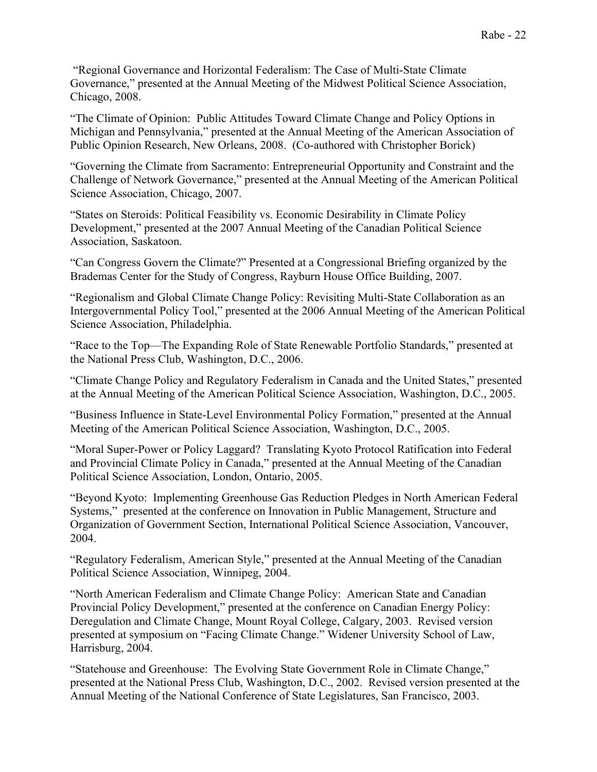"Regional Governance and Horizontal Federalism: The Case of Multi-State Climate Governance," presented at the Annual Meeting of the Midwest Political Science Association, Chicago, 2008.

"The Climate of Opinion: Public Attitudes Toward Climate Change and Policy Options in Michigan and Pennsylvania," presented at the Annual Meeting of the American Association of Public Opinion Research, New Orleans, 2008. (Co-authored with Christopher Borick)

"Governing the Climate from Sacramento: Entrepreneurial Opportunity and Constraint and the Challenge of Network Governance," presented at the Annual Meeting of the American Political Science Association, Chicago, 2007.

"States on Steroids: Political Feasibility vs. Economic Desirability in Climate Policy Development," presented at the 2007 Annual Meeting of the Canadian Political Science Association, Saskatoon.

"Can Congress Govern the Climate?" Presented at a Congressional Briefing organized by the Brademas Center for the Study of Congress, Rayburn House Office Building, 2007.

"Regionalism and Global Climate Change Policy: Revisiting Multi-State Collaboration as an Intergovernmental Policy Tool," presented at the 2006 Annual Meeting of the American Political Science Association, Philadelphia.

"Race to the Top—The Expanding Role of State Renewable Portfolio Standards," presented at the National Press Club, Washington, D.C., 2006.

"Climate Change Policy and Regulatory Federalism in Canada and the United States," presented at the Annual Meeting of the American Political Science Association, Washington, D.C., 2005.

"Business Influence in State-Level Environmental Policy Formation," presented at the Annual Meeting of the American Political Science Association, Washington, D.C., 2005.

"Moral Super-Power or Policy Laggard? Translating Kyoto Protocol Ratification into Federal and Provincial Climate Policy in Canada," presented at the Annual Meeting of the Canadian Political Science Association, London, Ontario, 2005.

"Beyond Kyoto: Implementing Greenhouse Gas Reduction Pledges in North American Federal Systems," presented at the conference on Innovation in Public Management, Structure and Organization of Government Section, International Political Science Association, Vancouver, 2004.

"Regulatory Federalism, American Style," presented at the Annual Meeting of the Canadian Political Science Association, Winnipeg, 2004.

"North American Federalism and Climate Change Policy: American State and Canadian Provincial Policy Development," presented at the conference on Canadian Energy Policy: Deregulation and Climate Change, Mount Royal College, Calgary, 2003. Revised version presented at symposium on "Facing Climate Change." Widener University School of Law, Harrisburg, 2004.

"Statehouse and Greenhouse: The Evolving State Government Role in Climate Change," presented at the National Press Club, Washington, D.C., 2002. Revised version presented at the Annual Meeting of the National Conference of State Legislatures, San Francisco, 2003.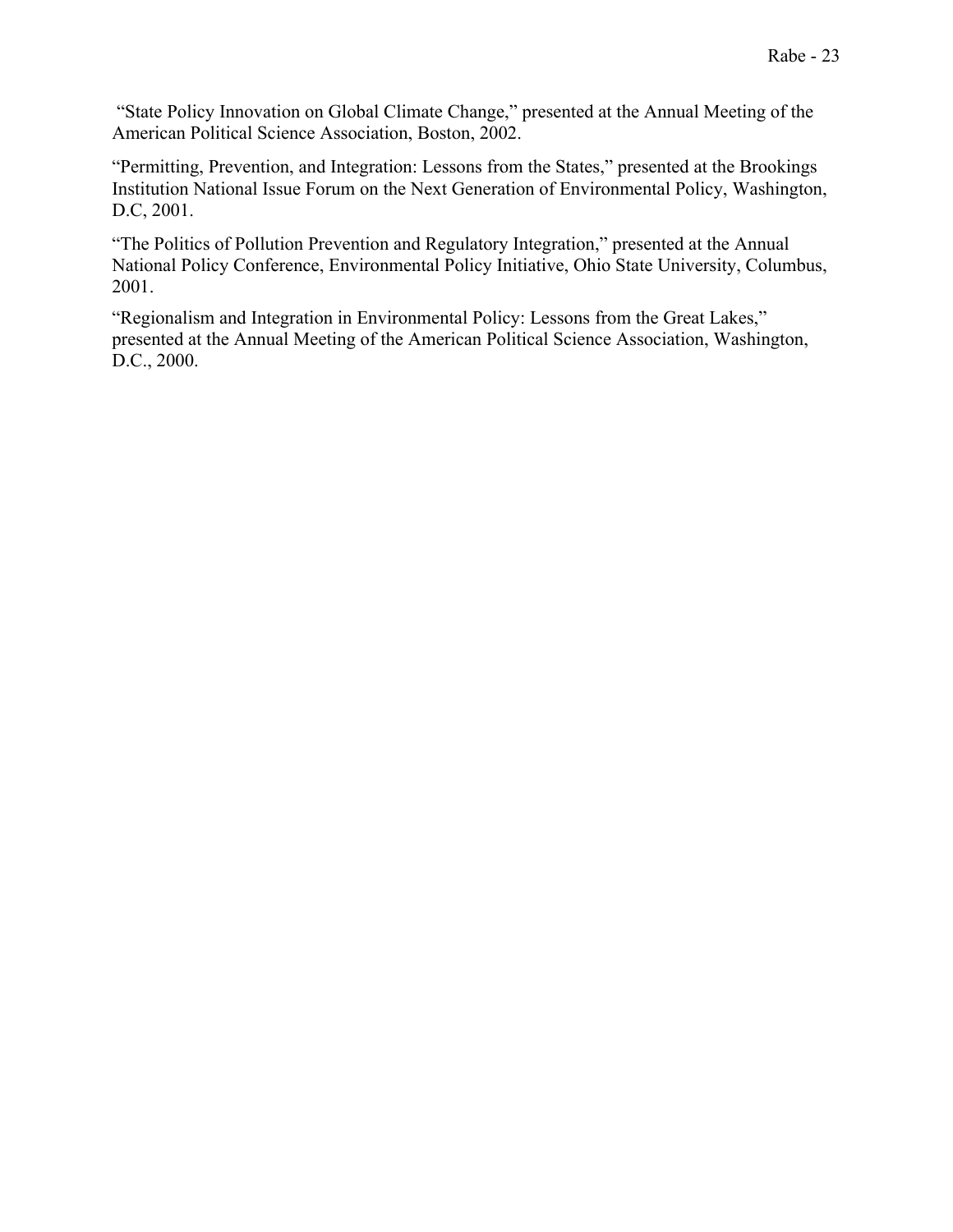"State Policy Innovation on Global Climate Change," presented at the Annual Meeting of the American Political Science Association, Boston, 2002.

"Permitting, Prevention, and Integration: Lessons from the States," presented at the Brookings Institution National Issue Forum on the Next Generation of Environmental Policy, Washington, D.C, 2001.

"The Politics of Pollution Prevention and Regulatory Integration," presented at the Annual National Policy Conference, Environmental Policy Initiative, Ohio State University, Columbus, 2001.

"Regionalism and Integration in Environmental Policy: Lessons from the Great Lakes," presented at the Annual Meeting of the American Political Science Association, Washington, D.C., 2000.